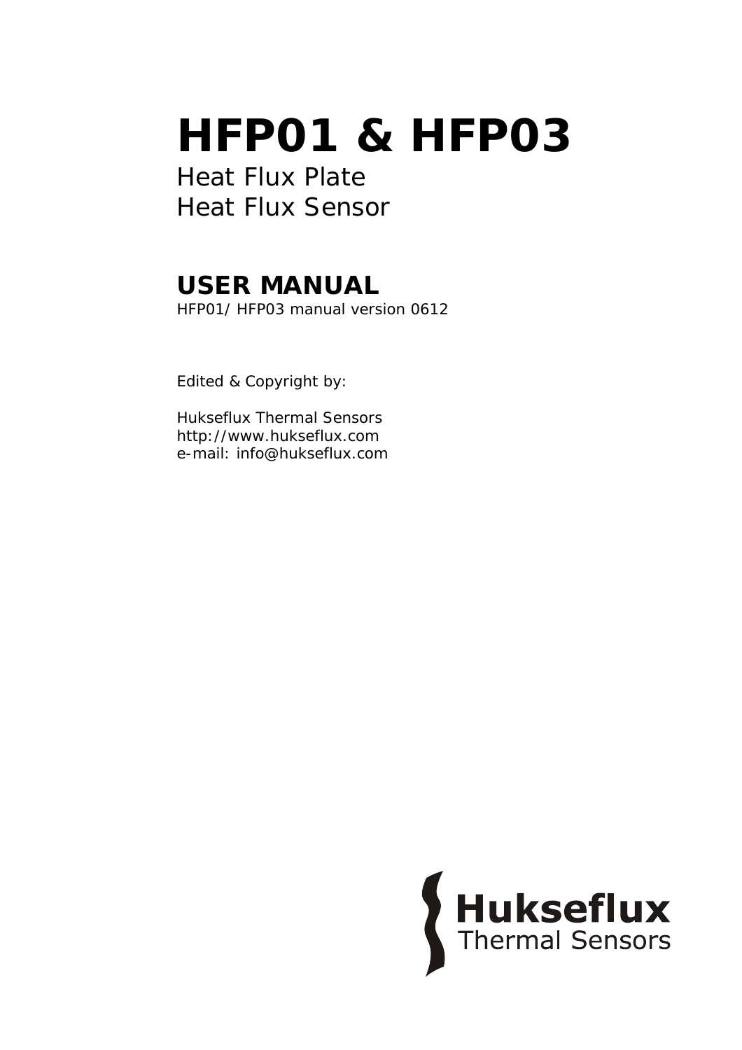# HFP01 & HFP03

Heat Flux Plate
Heat Flux Sensor

## USER MANUAL

HFP01/ HFP03 manual version 0612

Edited & Copyright by:

Hukseflux Thermal Sensors
http://www.hukseflux.com
e-mail: info@hukseflux.com

Hukseflux
Thermal Sensors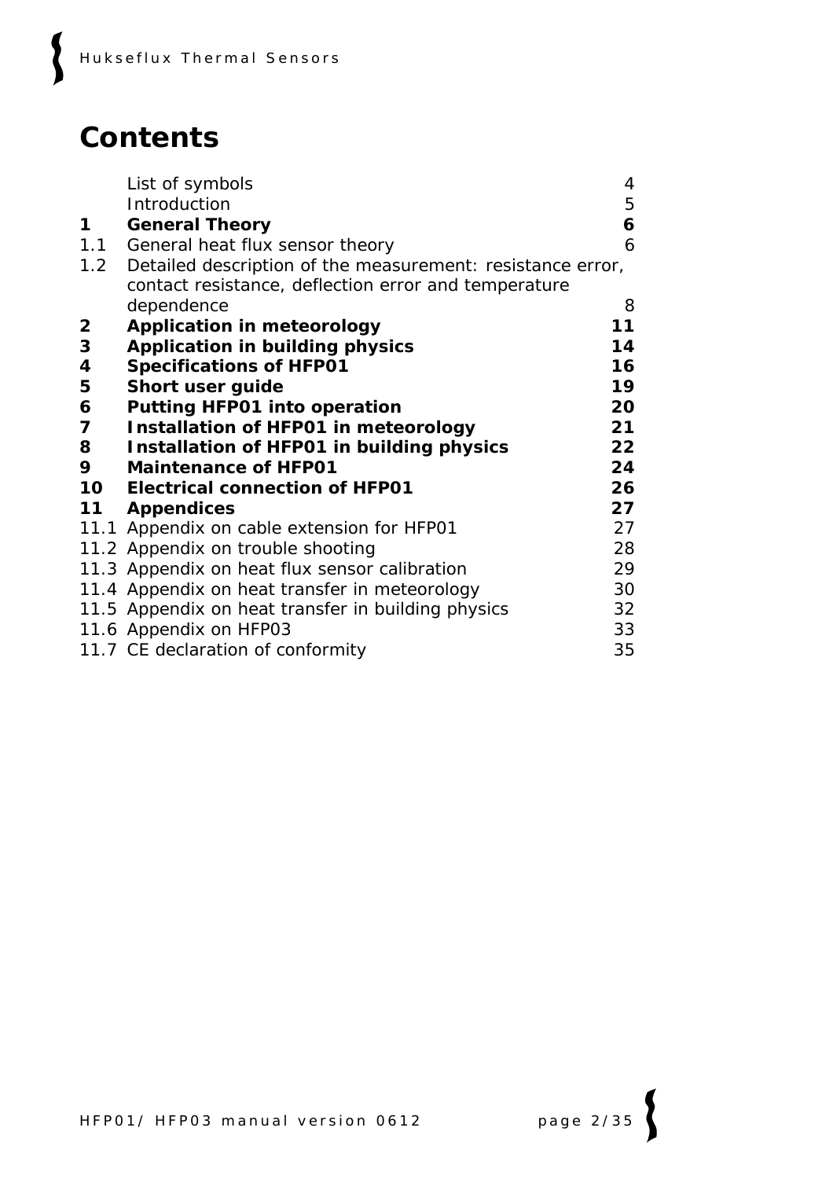# Contents

| | | |
|---|---|---|
| | List of symbols | 4 |
| | Introduction | 5 |
| **1** | **General Theory** | **6** |
| 1.1 | General heat flux sensor theory | 6 |
| 1.2 | Detailed description of the measurement: resistance error, contact resistance, deflection error and temperature dependence | 8 |
| **2** | **Application in meteorology** | **11** |
| **3** | **Application in building physics** | **14** |
| **4** | **Specifications of HFP01** | **16** |
| **5** | **Short user guide** | **19** |
| **6** | **Putting HFP01 into operation** | **20** |
| **7** | **Installation of HFP01 in meteorology** | **21** |
| **8** | **Installation of HFP01 in building physics** | **22** |
| **9** | **Maintenance of HFP01** | **24** |
| **10** | **Electrical connection of HFP01** | **26** |
| **11** | **Appendices** | **27** |
| 11.1 | Appendix on cable extension for HFP01 | 27 |
| 11.2 | Appendix on trouble shooting | 28 |
| 11.3 | Appendix on heat flux sensor calibration | 29 |
| 11.4 | Appendix on heat transfer in meteorology | 30 |
| 11.5 | Appendix on heat transfer in building physics | 32 |
| 11.6 | Appendix on HFP03 | 33 |
| 11.7 | CE declaration of conformity | 35 |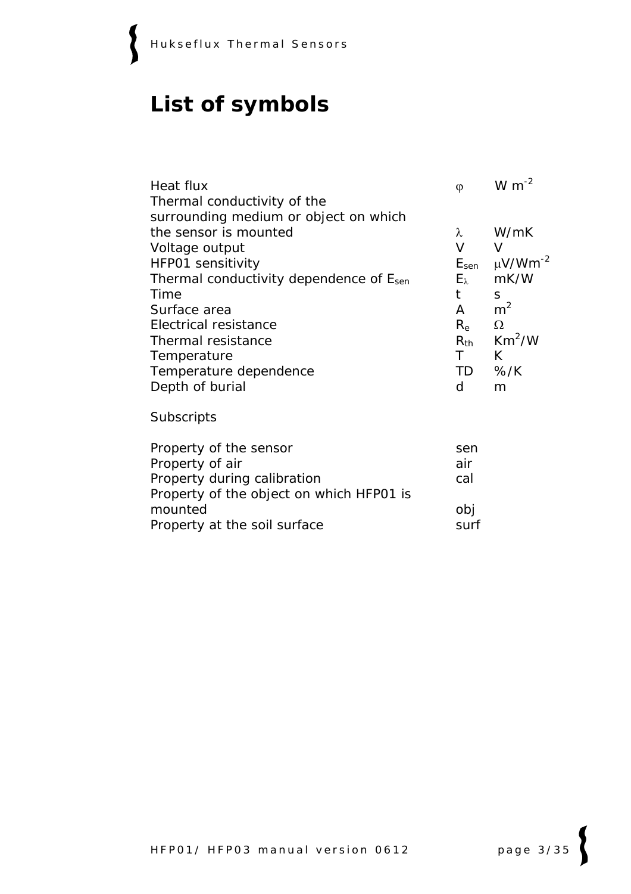# List of symbols

| | | |
|---|---|---|
| Heat flux | $\varphi$ | W $m^{-2}$ |
| Thermal conductivity of the surrounding medium or object on which the sensor is mounted | $\lambda$ | W/mK |
| Voltage output | V | V |
| HFP01 sensitivity | $E_{sen}$ | $\mu V/Wm^{-2}$ |
| Thermal conductivity dependence of $E_{sen}$ | $E_{\lambda}$ | mK/W |
| Time | t | s |
| Surface area | A | $m^2$ |
| Electrical resistance | $R_e$ | $\Omega$ |
| Thermal resistance | $R_{th}$ | $Km^2/W$ |
| Temperature | T | K |
| Temperature dependence | TD | %/K |
| Depth of burial | d | m |

Subscripts

| | |
|---|---|
| Property of the sensor | sen |
| Property of air | air |
| Property during calibration | cal |
| Property of the object on which HFP01 is mounted | obj |
| Property at the soil surface | surf |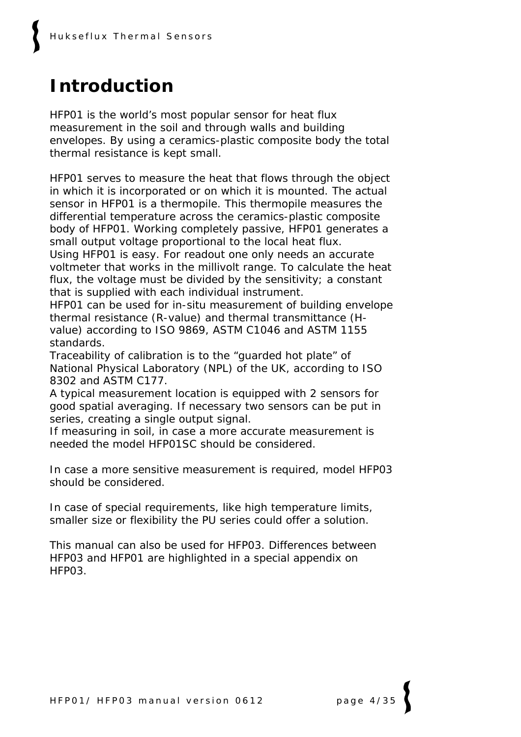# Introduction

HFP01 is the world's most popular sensor for heat flux measurement in the soil and through walls and building envelopes. By using a ceramics-plastic composite body the total thermal resistance is kept small.

HFP01 serves to measure the heat that flows through the object in which it is incorporated or on which it is mounted. The actual sensor in HFP01 is a thermopile. This thermopile measures the differential temperature across the ceramics-plastic composite body of HFP01. Working completely passive, HFP01 generates a small output voltage proportional to the local heat flux.
Using HFP01 is easy. For readout one only needs an accurate voltmeter that works in the millivolt range. To calculate the heat flux, the voltage must be divided by the sensitivity; a constant that is supplied with each individual instrument.
HFP01 can be used for in-situ measurement of building envelope thermal resistance (R-value) and thermal transmittance (H-value) according to ISO 9869, ASTM C1046 and ASTM 1155 standards.
Traceability of calibration is to the "guarded hot plate" of National Physical Laboratory (NPL) of the UK, according to ISO 8302 and ASTM C177.
A typical measurement location is equipped with 2 sensors for good spatial averaging. If necessary two sensors can be put in series, creating a single output signal.
If measuring in soil, in case a more accurate measurement is needed the model HFP01SC should be considered.

In case a more sensitive measurement is required, model HFP03 should be considered.

In case of special requirements, like high temperature limits, smaller size or flexibility the PU series could offer a solution.

This manual can also be used for HFP03. Differences between HFP03 and HFP01 are highlighted in a special appendix on HFP03.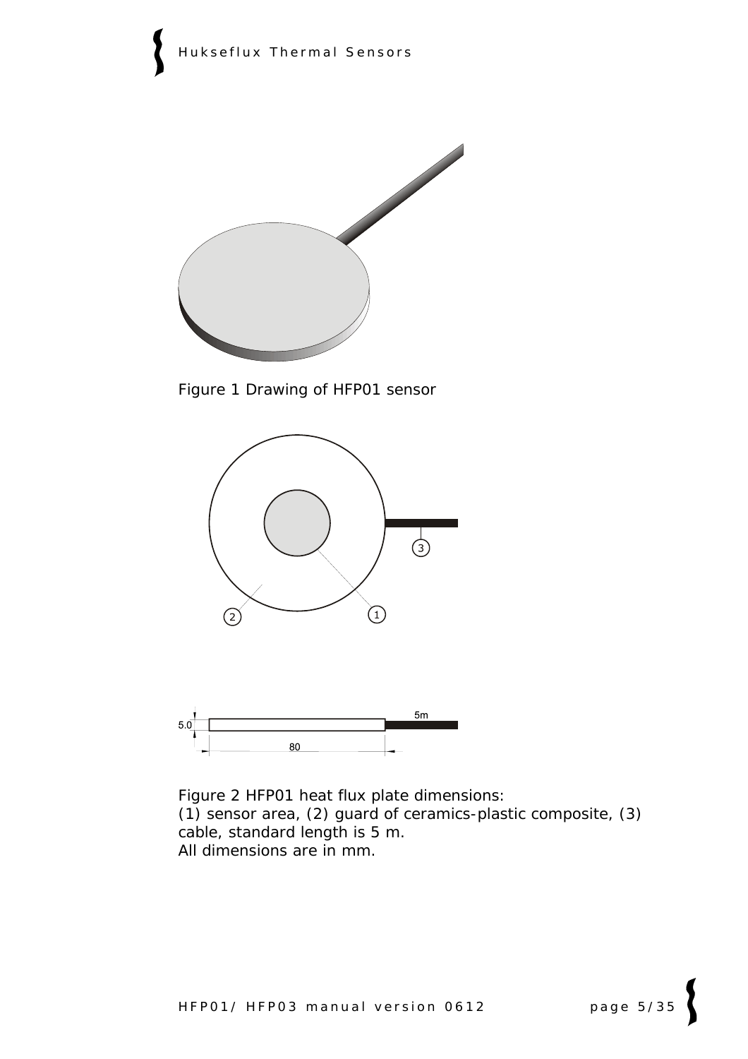Figure 1 Drawing of HFP01 sensor

Figure 2 HFP01 heat flux plate dimensions:
(1) sensor area, (2) guard of ceramics-plastic composite, (3) cable, standard length is 5 m.
All dimensions are in mm.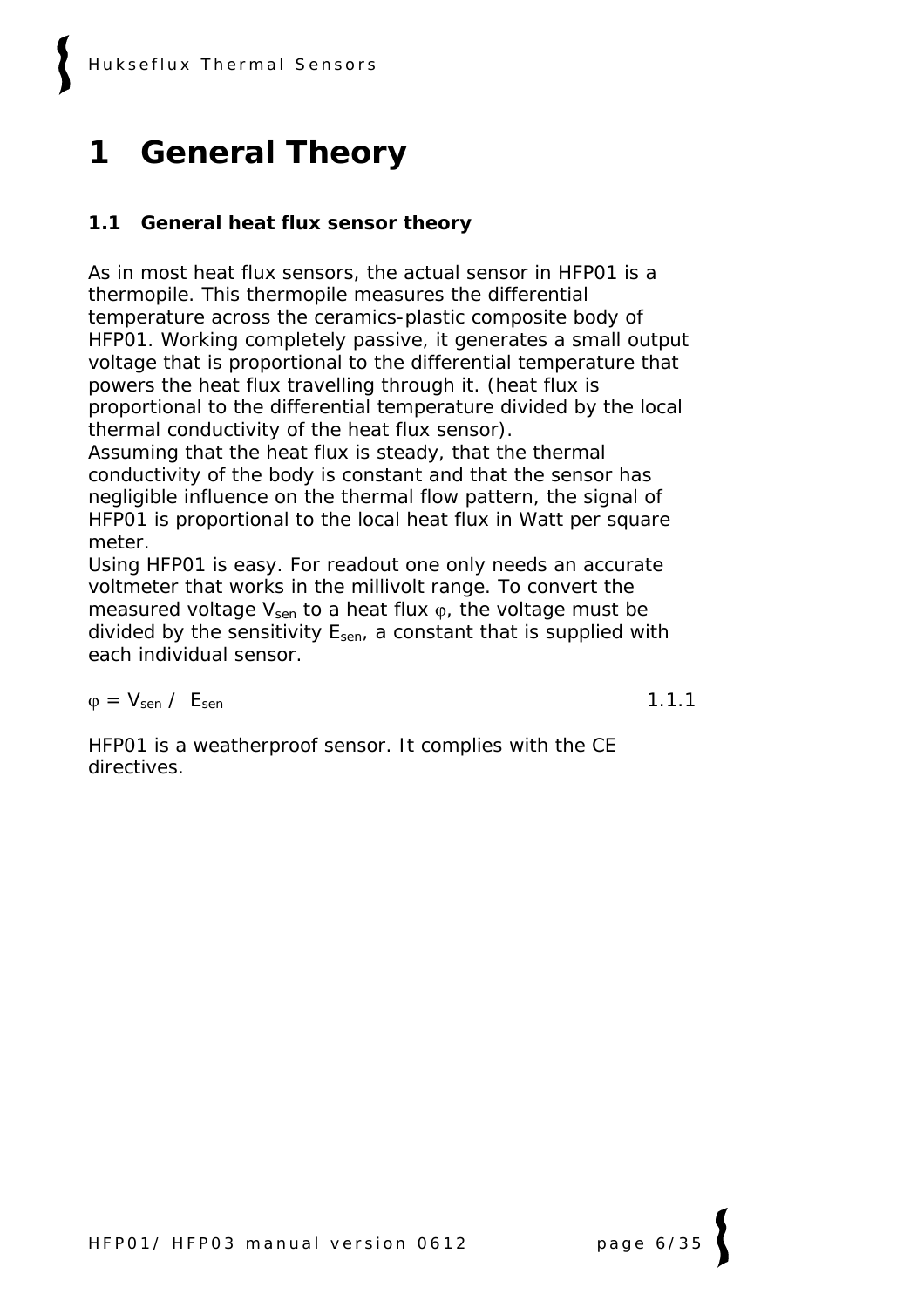# 1 General Theory

## 1.1 General heat flux sensor theory

As in most heat flux sensors, the actual sensor in HFP01 is a thermopile. This thermopile measures the differential temperature across the ceramics-plastic composite body of HFP01. Working completely passive, it generates a small output voltage that is proportional to the differential temperature that powers the heat flux travelling through it. (heat flux is proportional to the differential temperature divided by the local thermal conductivity of the heat flux sensor).
Assuming that the heat flux is steady, that the thermal conductivity of the body is constant and that the sensor has negligible influence on the thermal flow pattern, the signal of HFP01 is proportional to the local heat flux in Watt per square meter.
Using HFP01 is easy. For readout one only needs an accurate voltmeter that works in the millivolt range. To convert the measured voltage $V_{sen}$ to a heat flux $\varphi$, the voltage must be divided by the sensitivity $E_{sen}$, a constant that is supplied with each individual sensor.

$$\varphi = V_{sen} / E_{sen} \qquad 1.1.1$$

HFP01 is a weatherproof sensor. It complies with the CE directives.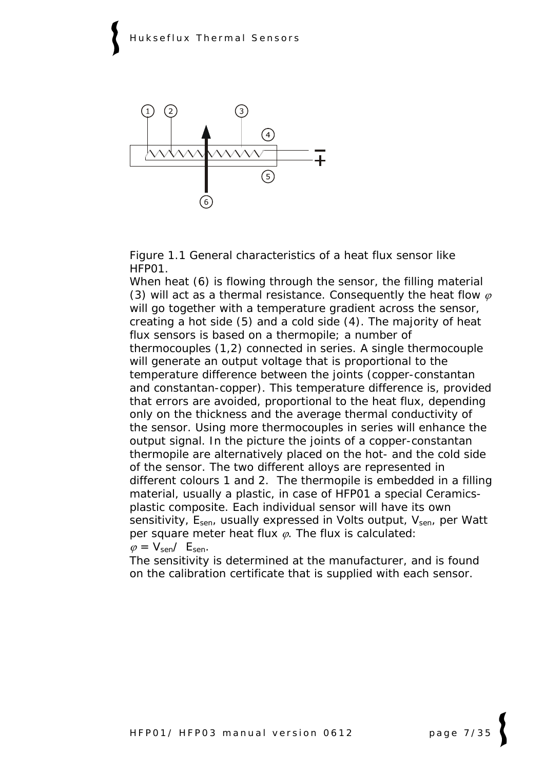Figure 1.1 General characteristics of a heat flux sensor like HFP01.

When heat (6) is flowing through the sensor, the filling material (3) will act as a thermal resistance. Consequently the heat flow $\varphi$ will go together with a temperature gradient across the sensor, creating a hot side (5) and a cold side (4). The majority of heat flux sensors is based on a thermopile; a number of thermocouples (1,2) connected in series. A single thermocouple will generate an output voltage that is proportional to the temperature difference between the joints (copper-constantan and constantan-copper). This temperature difference is, provided that errors are avoided, proportional to the heat flux, depending only on the thickness and the average thermal conductivity of the sensor. Using more thermocouples in series will enhance the output signal. In the picture the joints of a copper-constantan thermopile are alternatively placed on the hot- and the cold side of the sensor. The two different alloys are represented in different colours 1 and 2. The thermopile is embedded in a filling material, usually a plastic, in case of HFP01 a special Ceramics-plastic composite. Each individual sensor will have its own sensitivity, $E_{sen}$, usually expressed in Volts output, $V_{sen}$, per Watt per square meter heat flux $\varphi$. The flux is calculated:

$\varphi = V_{sen} / E_{sen}$.

The sensitivity is determined at the manufacturer, and is found on the calibration certificate that is supplied with each sensor.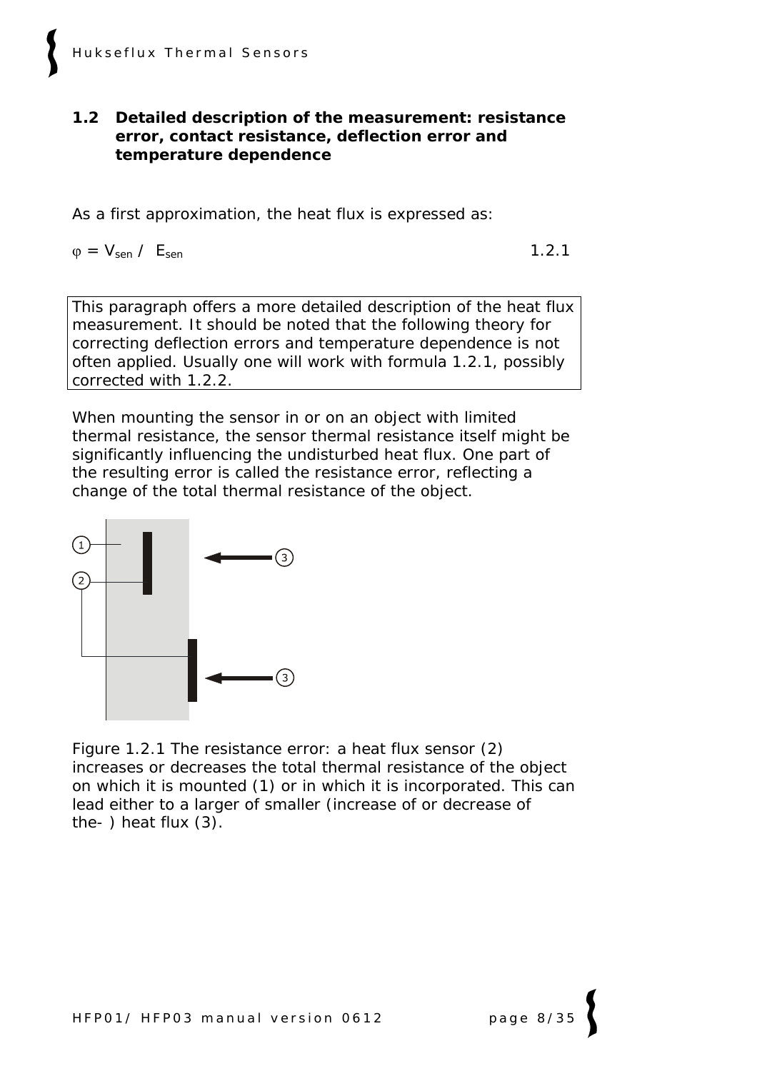## 1.2 Detailed description of the measurement: resistance error, contact resistance, deflection error and temperature dependence

As a first approximation, the heat flux is expressed as:

$$\varphi = V_{sen} / E_{sen} \quad 1.2.1$$

This paragraph offers a more detailed description of the heat flux measurement. It should be noted that the following theory for correcting deflection errors and temperature dependence is not often applied. Usually one will work with formula 1.2.1, possibly corrected with 1.2.2.

When mounting the sensor in or on an object with limited thermal resistance, the sensor thermal resistance itself might be significantly influencing the undisturbed heat flux. One part of the resulting error is called the resistance error, reflecting a change of the total thermal resistance of the object.

Figure 1.2.1 The resistance error: a heat flux sensor (2) increases or decreases the total thermal resistance of the object on which it is mounted (1) or in which it is incorporated. This can lead either to a larger of smaller (increase of or decrease of the- ) heat flux (3).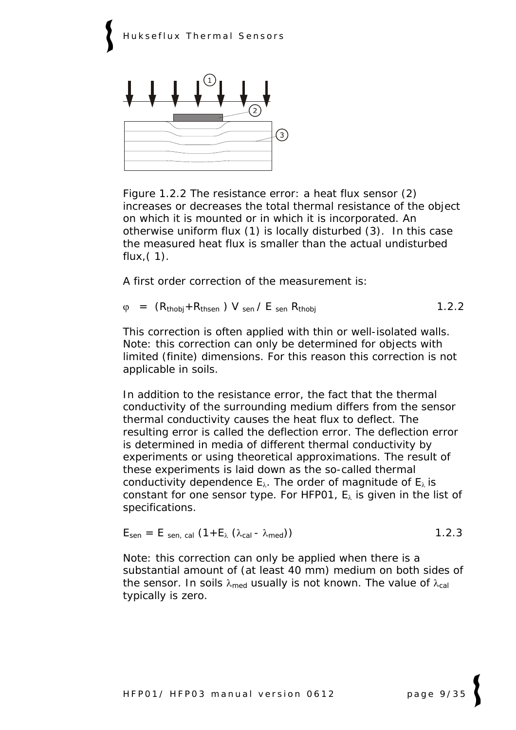Figure 1.2.2 The resistance error: a heat flux sensor (2) increases or decreases the total thermal resistance of the object on which it is mounted or in which it is incorporated. An otherwise uniform flux (1) is locally disturbed (3). In this case the measured heat flux is smaller than the actual undisturbed flux,( 1).

A first order correction of the measurement is:

$$\varphi = (R_{thobj}+R_{thsen})\, V_{sen} / E_{sen}\, R_{thobj} \qquad 1.2.2$$

This correction is often applied with thin or well-isolated walls. Note: this correction can only be determined for objects with limited (finite) dimensions. For this reason this correction is not applicable in soils.

In addition to the resistance error, the fact that the thermal conductivity of the surrounding medium differs from the sensor thermal conductivity causes the heat flux to deflect. The resulting error is called the deflection error. The deflection error is determined in media of different thermal conductivity by experiments or using theoretical approximations. The result of these experiments is laid down as the so-called thermal conductivity dependence $E_{\lambda}$. The order of magnitude of $E_{\lambda}$ is constant for one sensor type. For HFP01, $E_{\lambda}$ is given in the list of specifications.

$$E_{sen} = E_{sen,\,cal}\,(1+E_{\lambda}\,(\lambda_{cal} - \lambda_{med})) \qquad 1.2.3$$

Note: this correction can only be applied when there is a substantial amount of (at least 40 mm) medium on both sides of the sensor. In soils $\lambda_{med}$ usually is not known. The value of $\lambda_{cal}$ typically is zero.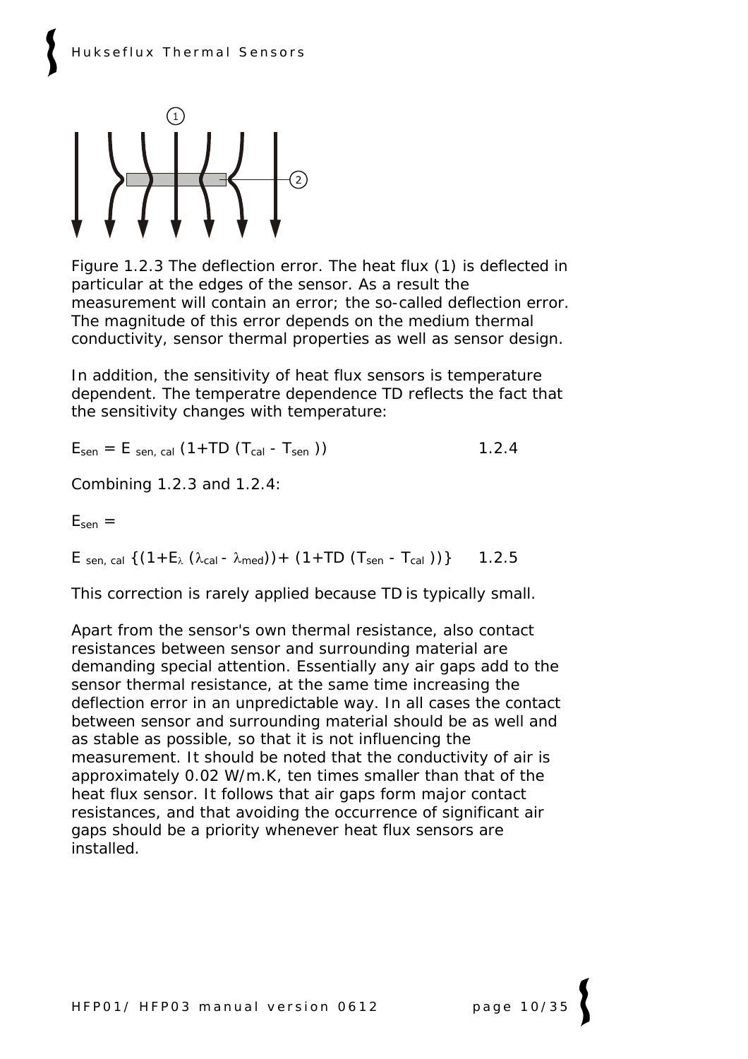Figure 1.2.3 The deflection error. The heat flux (1) is deflected in particular at the edges of the sensor. As a result the measurement will contain an error; the so-called deflection error. The magnitude of this error depends on the medium thermal conductivity, sensor thermal properties as well as sensor design.

In addition, the sensitivity of heat flux sensors is temperature dependent. The temperatre dependence TD reflects the fact that the sensitivity changes with temperature:

$$E_{sen} = E_{sen,\,cal}\,(1+TD\,(T_{cal} - T_{sen})) \qquad 1.2.4$$

Combining 1.2.3 and 1.2.4:

$E_{sen} =$

$$E_{sen,\,cal}\,\{(1+E_{\lambda}\,(\lambda_{cal} - \lambda_{med})) + (1+TD\,(T_{sen} - T_{cal}))\} \qquad 1.2.5$$

This correction is rarely applied because TD is typically small.

Apart from the sensor's own thermal resistance, also contact resistances between sensor and surrounding material are demanding special attention. Essentially any air gaps add to the sensor thermal resistance, at the same time increasing the deflection error in an unpredictable way. In all cases the contact between sensor and surrounding material should be as well and as stable as possible, so that it is not influencing the measurement. It should be noted that the conductivity of air is approximately 0.02 W/m.K, ten times smaller than that of the heat flux sensor. It follows that air gaps form major contact resistances, and that avoiding the occurrence of significant air gaps should be a priority whenever heat flux sensors are installed.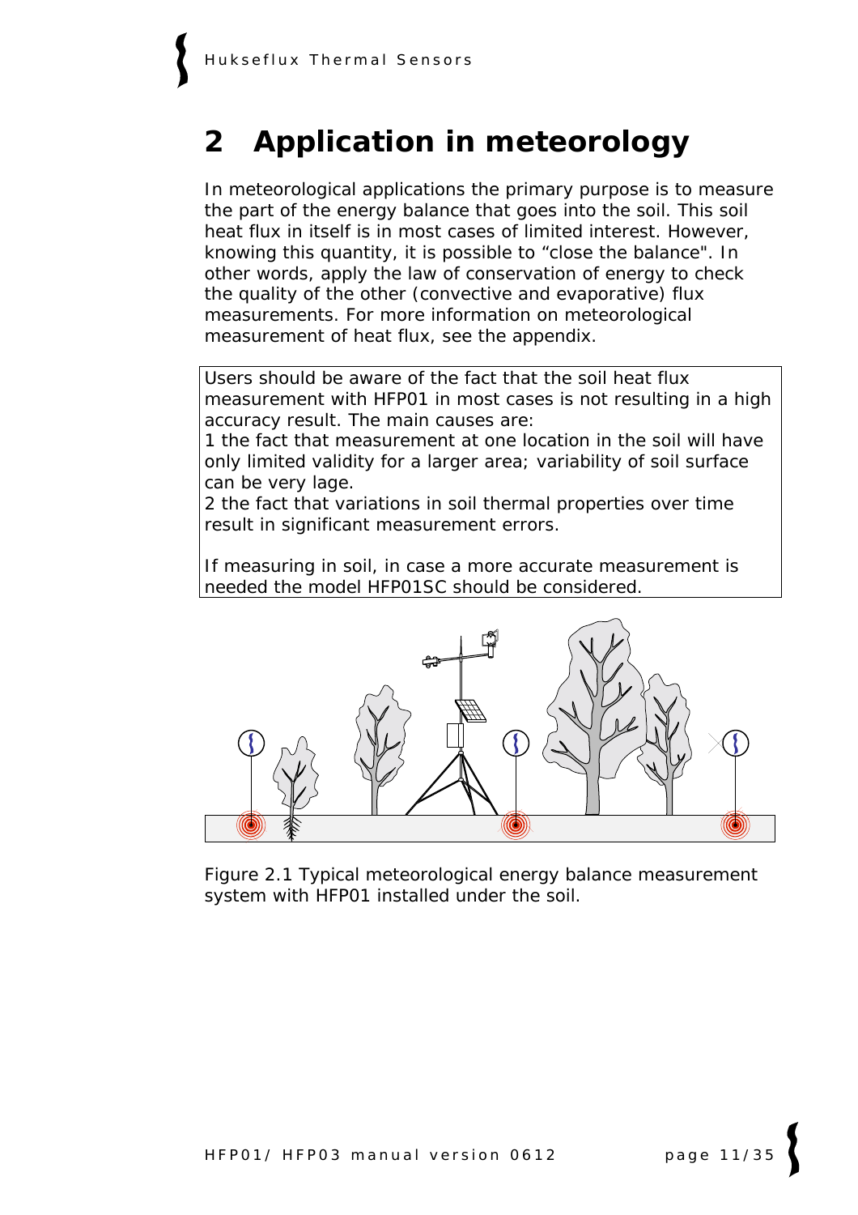# 2 Application in meteorology

In meteorological applications the primary purpose is to measure the part of the energy balance that goes into the soil. This soil heat flux in itself is in most cases of limited interest. However, knowing this quantity, it is possible to "close the balance". In other words, apply the law of conservation of energy to check the quality of the other (convective and evaporative) flux measurements. For more information on meteorological measurement of heat flux, see the appendix.

Users should be aware of the fact that the soil heat flux measurement with HFP01 in most cases is not resulting in a high accuracy result. The main causes are:
1 the fact that measurement at one location in the soil will have only limited validity for a larger area; variability of soil surface can be very lage.
2 the fact that variations in soil thermal properties over time result in significant measurement errors.

If measuring in soil, in case a more accurate measurement is needed the model HFP01SC should be considered.

Figure 2.1 Typical meteorological energy balance measurement system with HFP01 installed under the soil.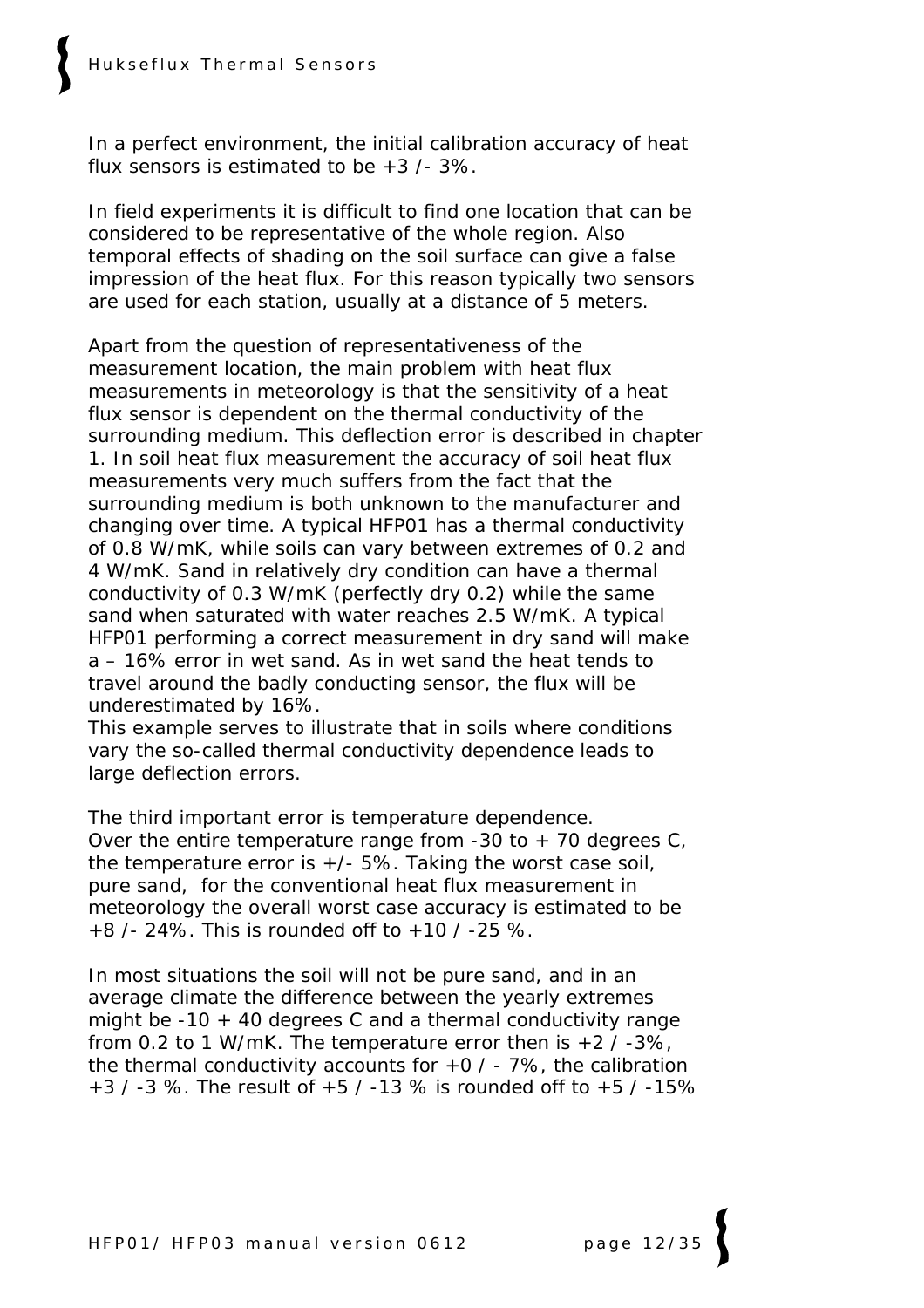In a perfect environment, the initial calibration accuracy of heat flux sensors is estimated to be +3 /- 3%.

In field experiments it is difficult to find one location that can be considered to be representative of the whole region. Also temporal effects of shading on the soil surface can give a false impression of the heat flux. For this reason typically two sensors are used for each station, usually at a distance of 5 meters.

Apart from the question of representativeness of the measurement location, the main problem with heat flux measurements in meteorology is that the sensitivity of a heat flux sensor is dependent on the thermal conductivity of the surrounding medium. This deflection error is described in chapter 1. In soil heat flux measurement the accuracy of soil heat flux measurements very much suffers from the fact that the surrounding medium is both unknown to the manufacturer and changing over time. A typical HFP01 has a thermal conductivity of 0.8 W/mK, while soils can vary between extremes of 0.2 and 4 W/mK. Sand in relatively dry condition can have a thermal conductivity of 0.3 W/mK (perfectly dry 0.2) while the same sand when saturated with water reaches 2.5 W/mK. A typical HFP01 performing a correct measurement in dry sand will make a – 16% error in wet sand. As in wet sand the heat tends to travel around the badly conducting sensor, the flux will be underestimated by 16%.
This example serves to illustrate that in soils where conditions vary the so-called thermal conductivity dependence leads to large deflection errors.

The third important error is temperature dependence.
Over the entire temperature range from -30 to + 70 degrees C, the temperature error is +/- 5%. Taking the worst case soil, pure sand, for the conventional heat flux measurement in meteorology the overall worst case accuracy is estimated to be +8 /- 24%. This is rounded off to +10 / -25 %.

In most situations the soil will not be pure sand, and in an average climate the difference between the yearly extremes might be -10 + 40 degrees C and a thermal conductivity range from 0.2 to 1 W/mK. The temperature error then is +2 / -3%, the thermal conductivity accounts for +0 / - 7%, the calibration +3 / -3 %. The result of +5 / -13 % is rounded off to +5 / -15%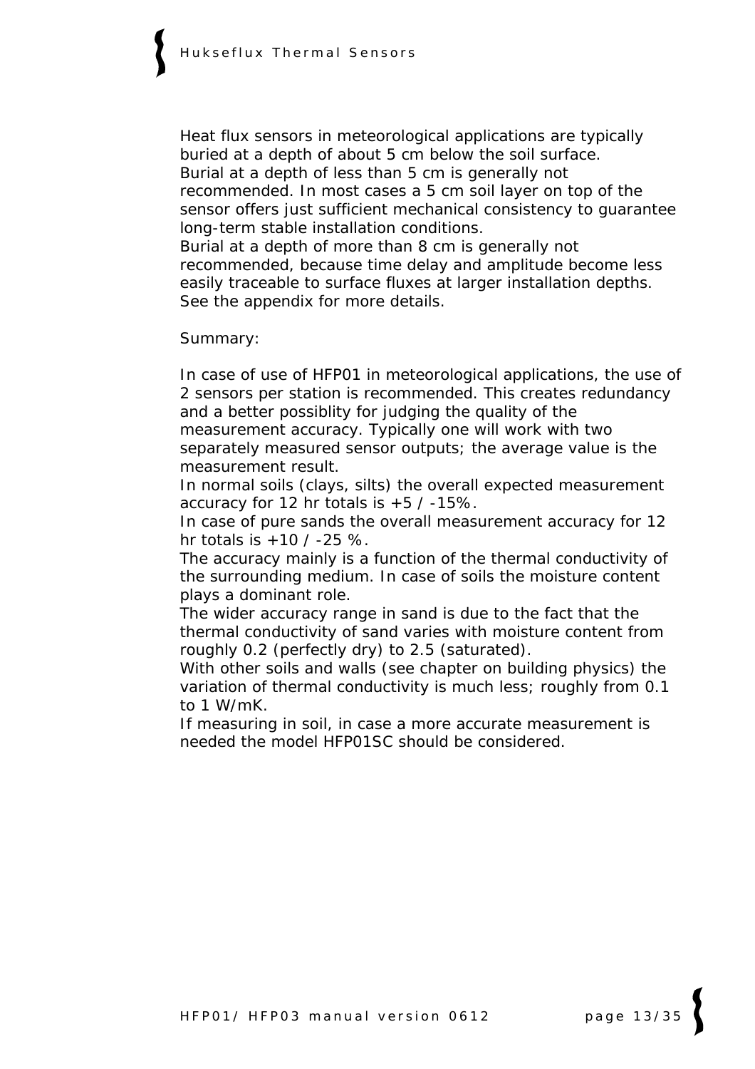Heat flux sensors in meteorological applications are typically buried at a depth of about 5 cm below the soil surface.
Burial at a depth of less than 5 cm is generally not recommended. In most cases a 5 cm soil layer on top of the sensor offers just sufficient mechanical consistency to guarantee long-term stable installation conditions.
Burial at a depth of more than 8 cm is generally not recommended, because time delay and amplitude become less easily traceable to surface fluxes at larger installation depths. See the appendix for more details.

Summary:

In case of use of HFP01 in meteorological applications, the use of 2 sensors per station is recommended. This creates redundancy and a better possiblity for judging the quality of the measurement accuracy. Typically one will work with two separately measured sensor outputs; the average value is the measurement result.
In normal soils (clays, silts) the overall expected measurement accuracy for 12 hr totals is +5 / -15%.
In case of pure sands the overall measurement accuracy for 12 hr totals is +10 / -25 %.
The accuracy mainly is a function of the thermal conductivity of the surrounding medium. In case of soils the moisture content plays a dominant role.
The wider accuracy range in sand is due to the fact that the thermal conductivity of sand varies with moisture content from roughly 0.2 (perfectly dry) to 2.5 (saturated).
With other soils and walls (see chapter on building physics) the variation of thermal conductivity is much less; roughly from 0.1 to 1 W/mK.
If measuring in soil, in case a more accurate measurement is needed the model HFP01SC should be considered.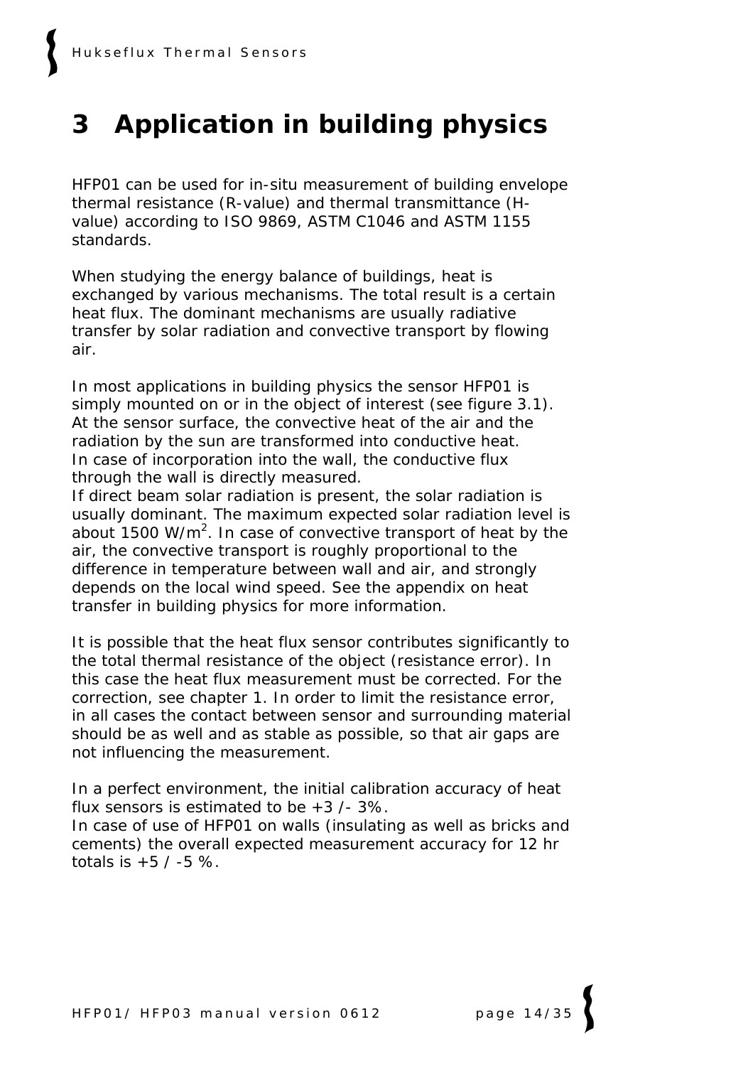# 3 Application in building physics

HFP01 can be used for in-situ measurement of building envelope thermal resistance (R-value) and thermal transmittance (H-value) according to ISO 9869, ASTM C1046 and ASTM 1155 standards.

When studying the energy balance of buildings, heat is exchanged by various mechanisms. The total result is a certain heat flux. The dominant mechanisms are usually radiative transfer by solar radiation and convective transport by flowing air.

In most applications in building physics the sensor HFP01 is simply mounted on or in the object of interest (see figure 3.1). At the sensor surface, the convective heat of the air and the radiation by the sun are transformed into conductive heat.
In case of incorporation into the wall, the conductive flux through the wall is directly measured.
If direct beam solar radiation is present, the solar radiation is usually dominant. The maximum expected solar radiation level is about 1500 W/m$^2$. In case of convective transport of heat by the air, the convective transport is roughly proportional to the difference in temperature between wall and air, and strongly depends on the local wind speed. See the appendix on heat transfer in building physics for more information.

It is possible that the heat flux sensor contributes significantly to the total thermal resistance of the object (resistance error). In this case the heat flux measurement must be corrected. For the correction, see chapter 1. In order to limit the resistance error, in all cases the contact between sensor and surrounding material should be as well and as stable as possible, so that air gaps are not influencing the measurement.

In a perfect environment, the initial calibration accuracy of heat flux sensors is estimated to be +3 /- 3%.
In case of use of HFP01 on walls (insulating as well as bricks and cements) the overall expected measurement accuracy for 12 hr totals is +5 / -5 %.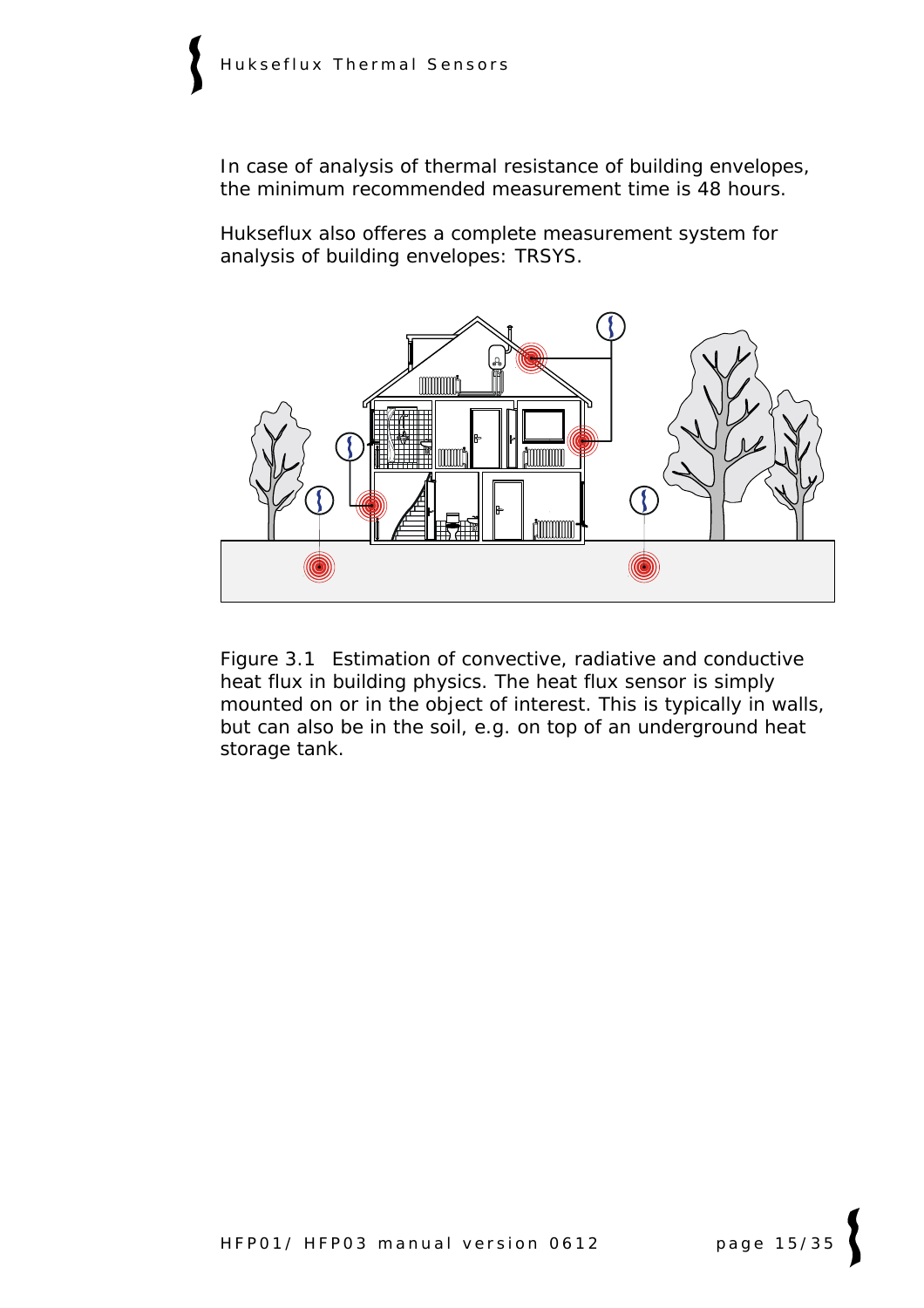In case of analysis of thermal resistance of building envelopes, the minimum recommended measurement time is 48 hours.

Hukseflux also offeres a complete measurement system for analysis of building envelopes: TRSYS.

Figure 3.1 Estimation of convective, radiative and conductive heat flux in building physics. The heat flux sensor is simply mounted on or in the object of interest. This is typically in walls, but can also be in the soil, e.g. on top of an underground heat storage tank.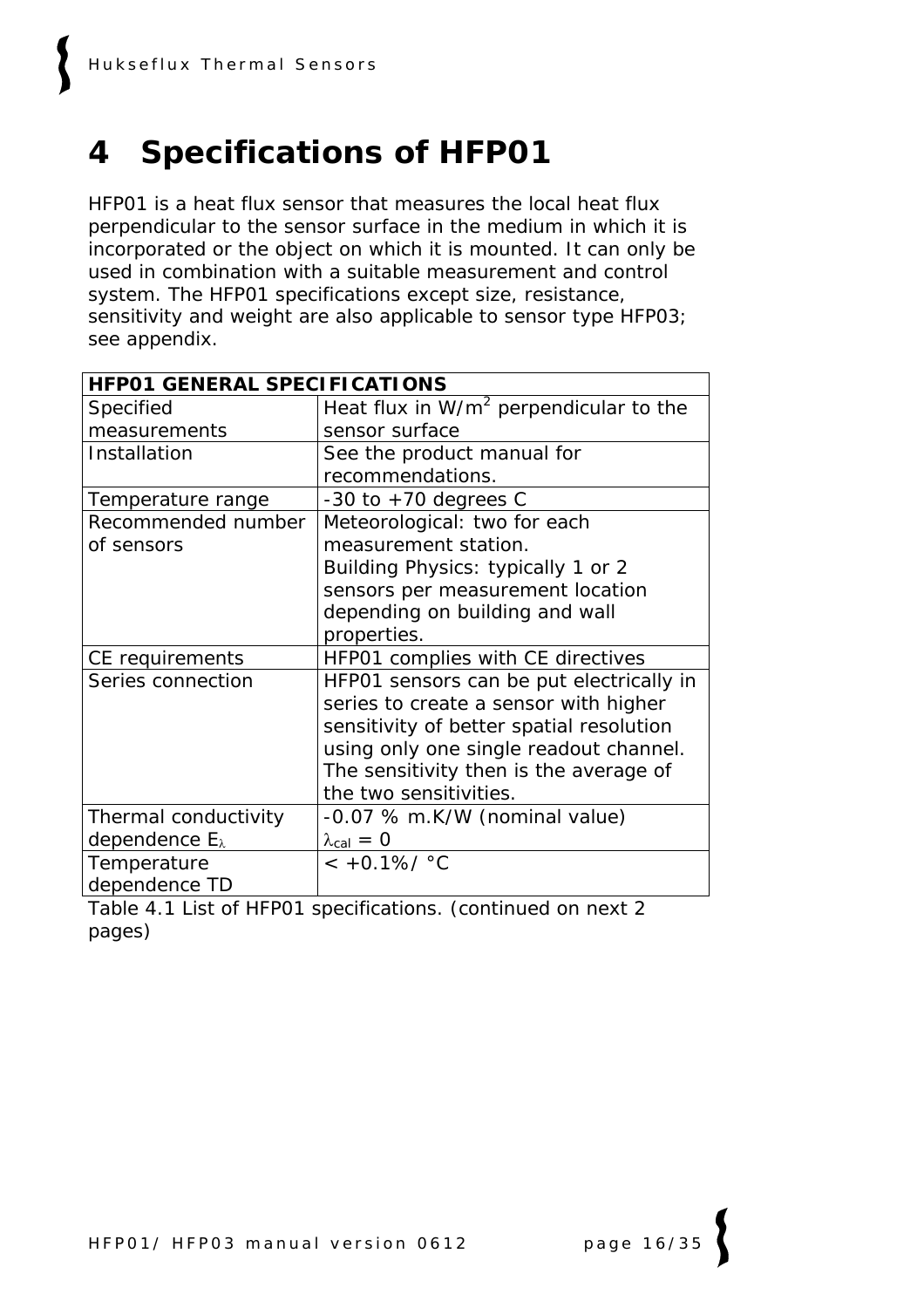# 4 Specifications of HFP01

HFP01 is a heat flux sensor that measures the local heat flux perpendicular to the sensor surface in the medium in which it is incorporated or the object on which it is mounted. It can only be used in combination with a suitable measurement and control system. The HFP01 specifications except size, resistance, sensitivity and weight are also applicable to sensor type HFP03; see appendix.

| **HFP01 GENERAL SPECIFICATIONS** | |
|---|---|
| Specified measurements | Heat flux in $W/m^2$ perpendicular to the sensor surface |
| Installation | See the product manual for recommendations. |
| Temperature range | -30 to +70 degrees C |
| Recommended number of sensors | Meteorological: two for each measurement station.<br>Building Physics: typically 1 or 2 sensors per measurement location depending on building and wall properties. |
| CE requirements | HFP01 complies with CE directives |
| Series connection | HFP01 sensors can be put electrically in series to create a sensor with higher sensitivity of better spatial resolution using only one single readout channel. The sensitivity then is the average of the two sensitivities. |
| Thermal conductivity dependence $E_{\lambda}$ | -0.07 % m.K/W (nominal value)<br>$\lambda_{cal} = 0$ |
| Temperature dependence TD | < +0.1%/ °C |

Table 4.1 List of HFP01 specifications. (continued on next 2 pages)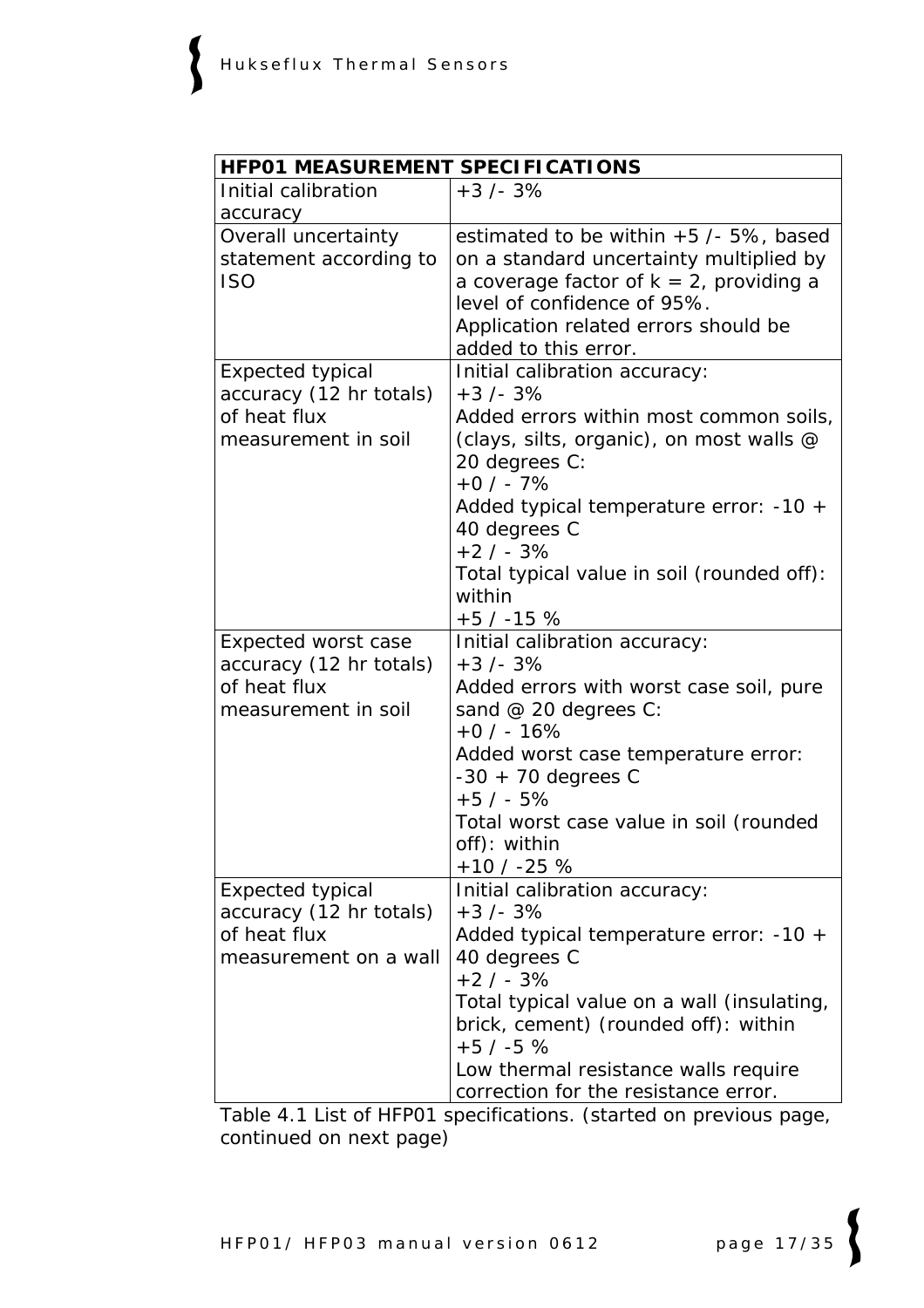| HFP01 MEASUREMENT SPECIFICATIONS | |
|---|---|
| Initial calibration accuracy | +3 /- 3% |
| Overall uncertainty statement according to ISO | estimated to be within +5 /- 5%, based on a standard uncertainty multiplied by a coverage factor of k = 2, providing a level of confidence of 95%. Application related errors should be added to this error. |
| Expected typical accuracy (12 hr totals) of heat flux measurement in soil | Initial calibration accuracy: +3 /- 3% Added errors within most common soils, (clays, silts, organic), on most walls @ 20 degrees C: +0 / - 7% Added typical temperature error: -10 + 40 degrees C +2 / - 3% Total typical value in soil (rounded off): within +5 / -15 % |
| Expected worst case accuracy (12 hr totals) of heat flux measurement in soil | Initial calibration accuracy: +3 /- 3% Added errors with worst case soil, pure sand @ 20 degrees C: +0 / - 16% Added worst case temperature error: -30 + 70 degrees C +5 / - 5% Total worst case value in soil (rounded off): within +10 / -25 % |
| Expected typical accuracy (12 hr totals) of heat flux measurement on a wall | Initial calibration accuracy: +3 /- 3% Added typical temperature error: -10 + 40 degrees C +2 / - 3% Total typical value on a wall (insulating, brick, cement) (rounded off): within +5 / -5 % Low thermal resistance walls require correction for the resistance error. |

Table 4.1 List of HFP01 specifications. (started on previous page, continued on next page)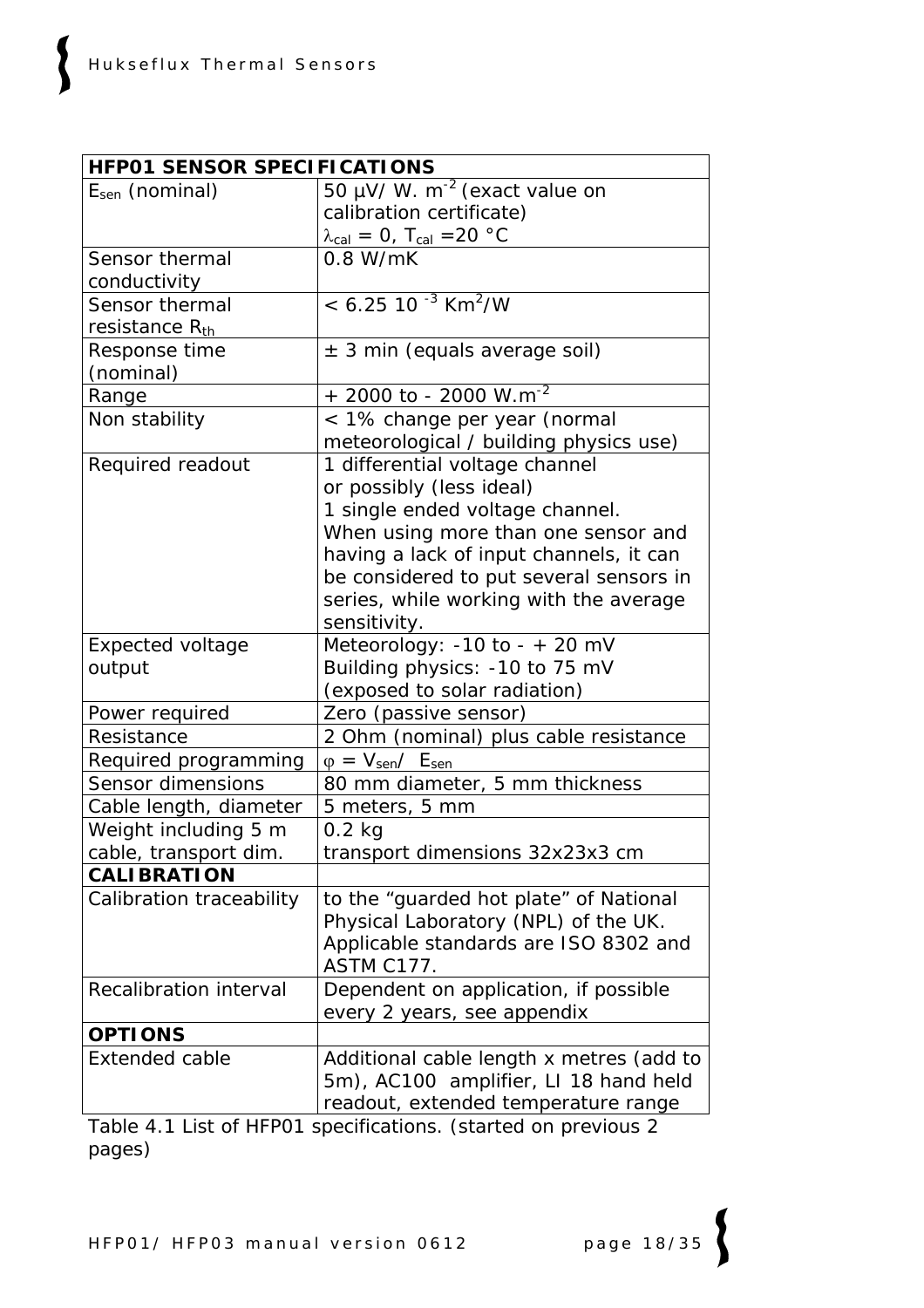| HFP01 SENSOR SPECIFICATIONS | |
|---|---|
| $E_{sen}$ (nominal) | 50 µV/ W. $m^{-2}$ (exact value on calibration certificate) $\lambda_{cal} = 0$, $T_{cal} = 20$ °C |
| Sensor thermal conductivity | 0.8 W/mK |
| Sensor thermal resistance $R_{th}$ | < 6.25 $10^{-3}$ $Km^2/W$ |
| Response time (nominal) | ± 3 min (equals average soil) |
| Range | + 2000 to - 2000 W.$m^{-2}$ |
| Non stability | < 1% change per year (normal meteorological / building physics use) |
| Required readout | 1 differential voltage channel or possibly (less ideal) 1 single ended voltage channel. When using more than one sensor and having a lack of input channels, it can be considered to put several sensors in series, while working with the average sensitivity. |
| Expected voltage output | Meteorology: -10 to - + 20 mV Building physics: -10 to 75 mV (exposed to solar radiation) |
| Power required | Zero (passive sensor) |
| Resistance | 2 Ohm (nominal) plus cable resistance |
| Required programming | $\varphi = V_{sen} / E_{sen}$ |
| Sensor dimensions | 80 mm diameter, 5 mm thickness |
| Cable length, diameter | 5 meters, 5 mm |
| Weight including 5 m cable, transport dim. | 0.2 kg transport dimensions 32x23x3 cm |
| **CALIBRATION** | |
| Calibration traceability | to the “guarded hot plate” of National Physical Laboratory (NPL) of the UK. Applicable standards are ISO 8302 and ASTM C177. |
| Recalibration interval | Dependent on application, if possible every 2 years, see appendix |
| **OPTIONS** | |
| Extended cable | Additional cable length x metres (add to 5m), AC100 amplifier, LI 18 hand held readout, extended temperature range |

Table 4.1 List of HFP01 specifications. (started on previous 2 pages)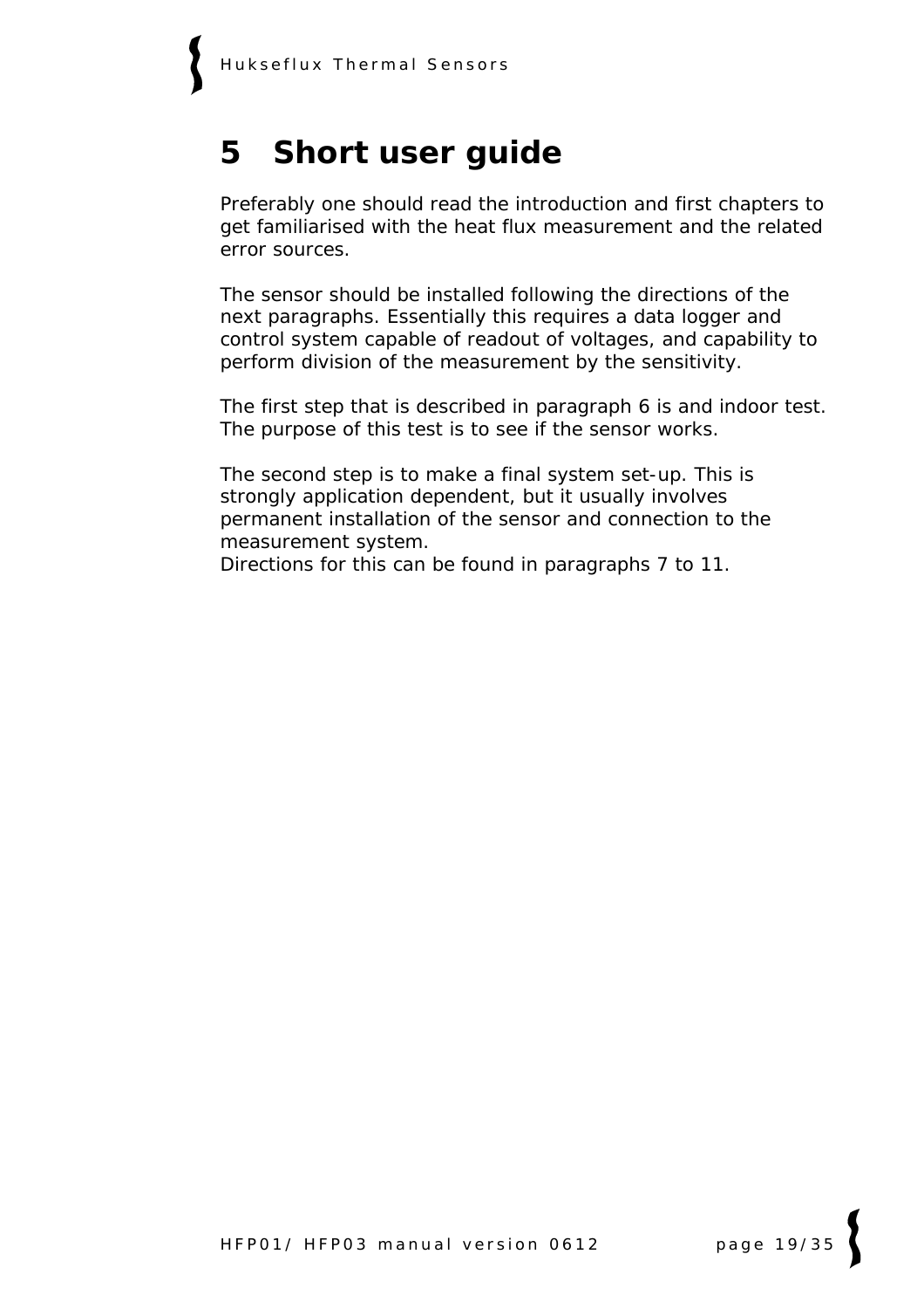# 5 Short user guide

Preferably one should read the introduction and first chapters to get familiarised with the heat flux measurement and the related error sources.

The sensor should be installed following the directions of the next paragraphs. Essentially this requires a data logger and control system capable of readout of voltages, and capability to perform division of the measurement by the sensitivity.

The first step that is described in paragraph 6 is and indoor test. The purpose of this test is to see if the sensor works.

The second step is to make a final system set-up. This is strongly application dependent, but it usually involves permanent installation of the sensor and connection to the measurement system.
Directions for this can be found in paragraphs 7 to 11.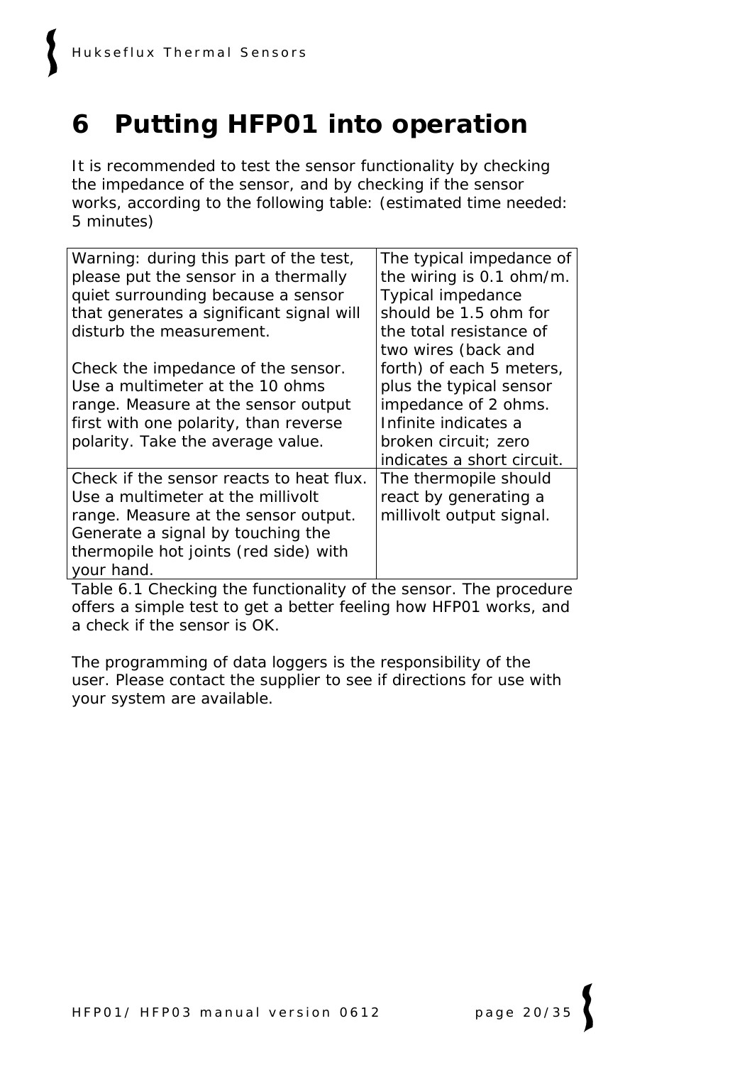# 6 Putting HFP01 into operation

It is recommended to test the sensor functionality by checking the impedance of the sensor, and by checking if the sensor works, according to the following table: (estimated time needed: 5 minutes)

| | |
|---|---|
| Warning: during this part of the test, please put the sensor in a thermally quiet surrounding because a sensor that generates a significant signal will disturb the measurement.<br><br>Check the impedance of the sensor. Use a multimeter at the 10 ohms range. Measure at the sensor output first with one polarity, than reverse polarity. Take the average value. | The typical impedance of the wiring is 0.1 ohm/m. Typical impedance should be 1.5 ohm for the total resistance of two wires (back and forth) of each 5 meters, plus the typical sensor impedance of 2 ohms. Infinite indicates a broken circuit; zero indicates a short circuit. |
| Check if the sensor reacts to heat flux. Use a multimeter at the millivolt range. Measure at the sensor output. Generate a signal by touching the thermopile hot joints (red side) with your hand. | The thermopile should react by generating a millivolt output signal. |

Table 6.1 Checking the functionality of the sensor. The procedure offers a simple test to get a better feeling how HFP01 works, and a check if the sensor is OK.

The programming of data loggers is the responsibility of the user. Please contact the supplier to see if directions for use with your system are available.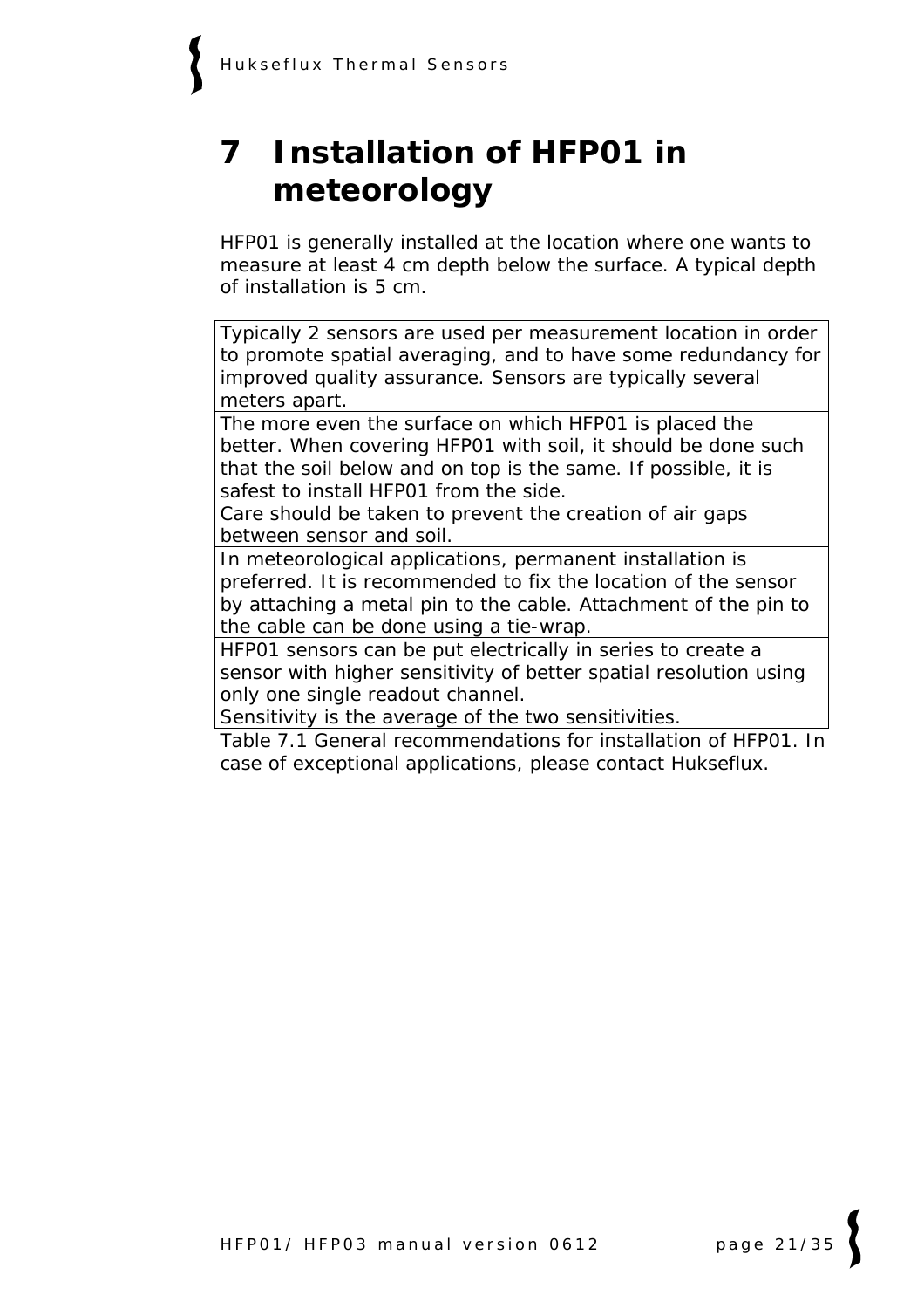# 7 Installation of HFP01 in meteorology

HFP01 is generally installed at the location where one wants to measure at least 4 cm depth below the surface. A typical depth of installation is 5 cm.

| |
|---|
| Typically 2 sensors are used per measurement location in order to promote spatial averaging, and to have some redundancy for improved quality assurance. Sensors are typically several meters apart. |
| The more even the surface on which HFP01 is placed the better. When covering HFP01 with soil, it should be done such that the soil below and on top is the same. If possible, it is safest to install HFP01 from the side.<br>Care should be taken to prevent the creation of air gaps between sensor and soil. |
| In meteorological applications, permanent installation is preferred. It is recommended to fix the location of the sensor by attaching a metal pin to the cable. Attachment of the pin to the cable can be done using a tie-wrap. |
| HFP01 sensors can be put electrically in series to create a sensor with higher sensitivity of better spatial resolution using only one single readout channel.<br>Sensitivity is the average of the two sensitivities. |

Table 7.1 General recommendations for installation of HFP01. In case of exceptional applications, please contact Hukseflux.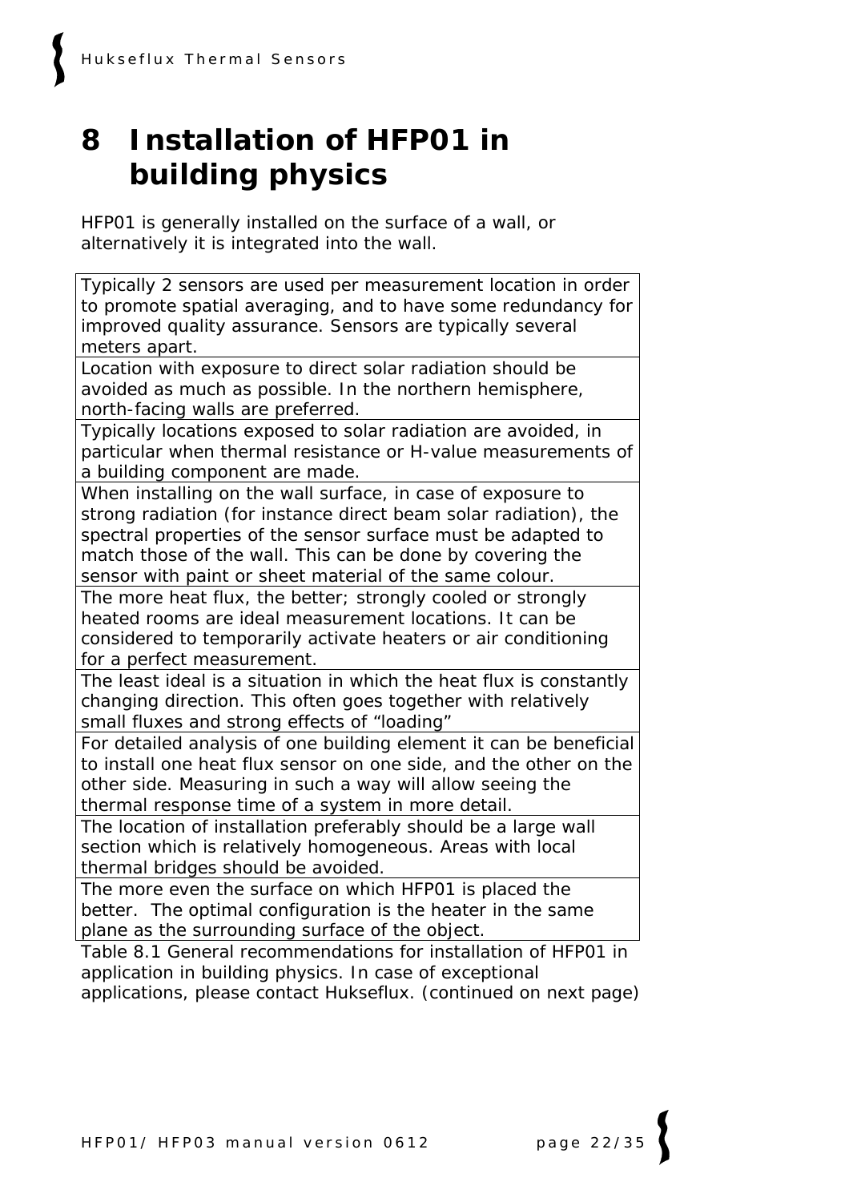# 8 Installation of HFP01 in building physics

HFP01 is generally installed on the surface of a wall, or alternatively it is integrated into the wall.

| |
|---|
| Typically 2 sensors are used per measurement location in order to promote spatial averaging, and to have some redundancy for improved quality assurance. Sensors are typically several meters apart. |
| Location with exposure to direct solar radiation should be avoided as much as possible. In the northern hemisphere, north-facing walls are preferred. |
| Typically locations exposed to solar radiation are avoided, in particular when thermal resistance or H-value measurements of a building component are made. |
| When installing on the wall surface, in case of exposure to strong radiation (for instance direct beam solar radiation), the spectral properties of the sensor surface must be adapted to match those of the wall. This can be done by covering the sensor with paint or sheet material of the same colour. |
| The more heat flux, the better; strongly cooled or strongly heated rooms are ideal measurement locations. It can be considered to temporarily activate heaters or air conditioning for a perfect measurement. |
| The least ideal is a situation in which the heat flux is constantly changing direction. This often goes together with relatively small fluxes and strong effects of "loading" |
| For detailed analysis of one building element it can be beneficial to install one heat flux sensor on one side, and the other on the other side. Measuring in such a way will allow seeing the thermal response time of a system in more detail. |
| The location of installation preferably should be a large wall section which is relatively homogeneous. Areas with local thermal bridges should be avoided. |
| The more even the surface on which HFP01 is placed the better. The optimal configuration is the heater in the same plane as the surrounding surface of the object. |

Table 8.1 General recommendations for installation of HFP01 in application in building physics. In case of exceptional applications, please contact Hukseflux. (continued on next page)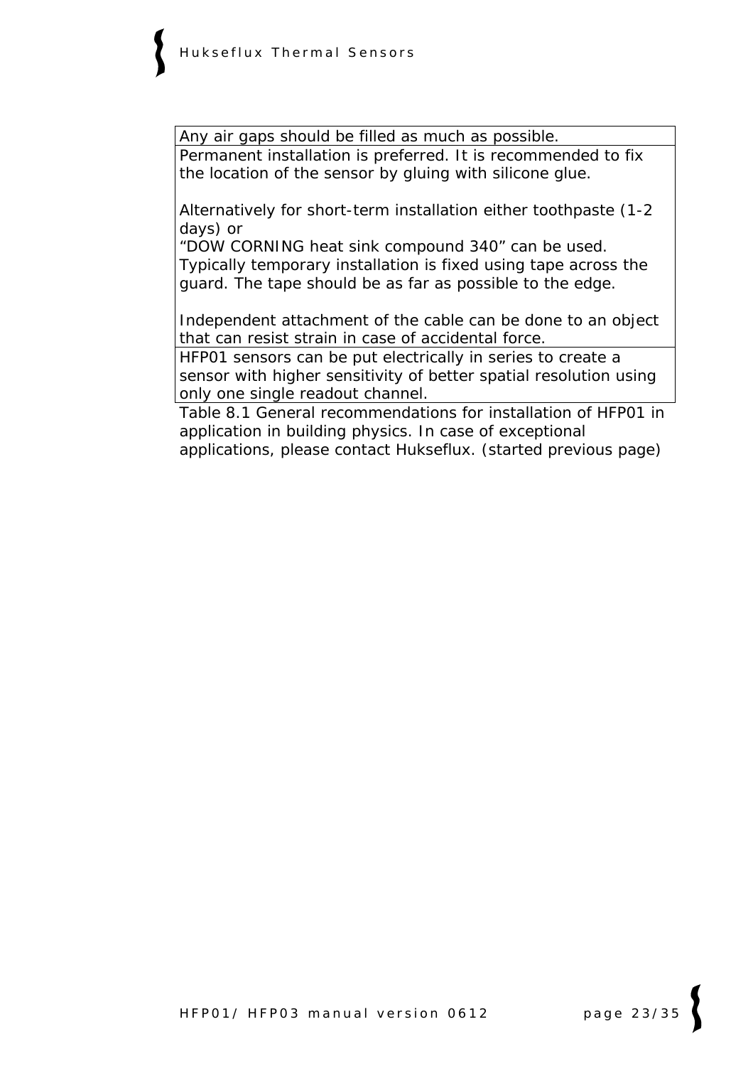| |
|---|
| Any air gaps should be filled as much as possible. |
| Permanent installation is preferred. It is recommended to fix the location of the sensor by gluing with silicone glue.<br><br>Alternatively for short-term installation either toothpaste (1-2 days) or<br>“DOW CORNING heat sink compound 340” can be used.<br>Typically temporary installation is fixed using tape across the guard. The tape should be as far as possible to the edge.<br><br>Independent attachment of the cable can be done to an object that can resist strain in case of accidental force. |
| HFP01 sensors can be put electrically in series to create a sensor with higher sensitivity of better spatial resolution using only one single readout channel. |

Table 8.1 General recommendations for installation of HFP01 in application in building physics. In case of exceptional applications, please contact Hukseflux. (started previous page)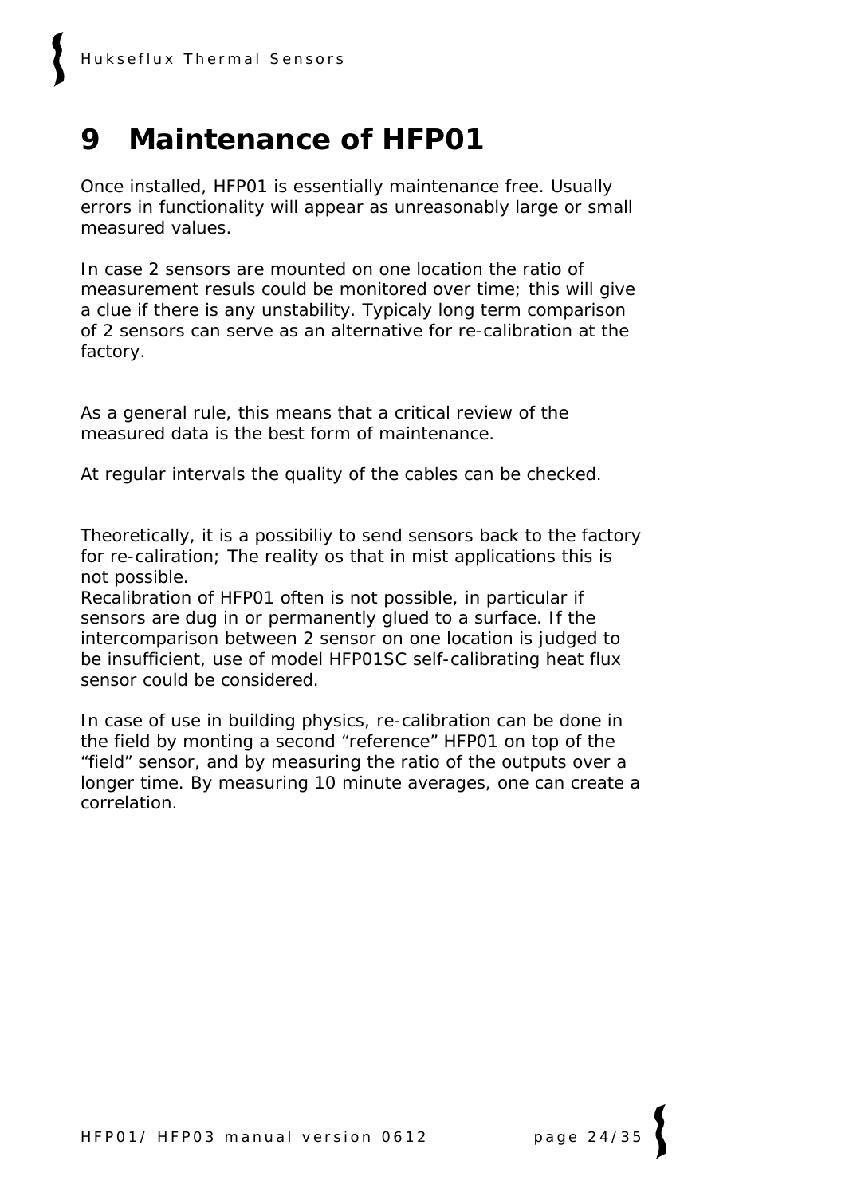# 9 Maintenance of HFP01

Once installed, HFP01 is essentially maintenance free. Usually errors in functionality will appear as unreasonably large or small measured values.

In case 2 sensors are mounted on one location the ratio of measurement resuls could be monitored over time; this will give a clue if there is any unstability. Typicaly long term comparison of 2 sensors can serve as an alternative for re-calibration at the factory.

As a general rule, this means that a critical review of the measured data is the best form of maintenance.

At regular intervals the quality of the cables can be checked.

Theoretically, it is a possibiliy to send sensors back to the factory for re-caliration; The reality os that in mist applications this is not possible.
Recalibration of HFP01 often is not possible, in particular if sensors are dug in or permanently glued to a surface. If the intercomparison between 2 sensor on one location is judged to be insufficient, use of model HFP01SC self-calibrating heat flux sensor could be considered.

In case of use in building physics, re-calibration can be done in the field by monting a second “reference” HFP01 on top of the “field” sensor, and by measuring the ratio of the outputs over a longer time. By measuring 10 minute averages, one can create a correlation.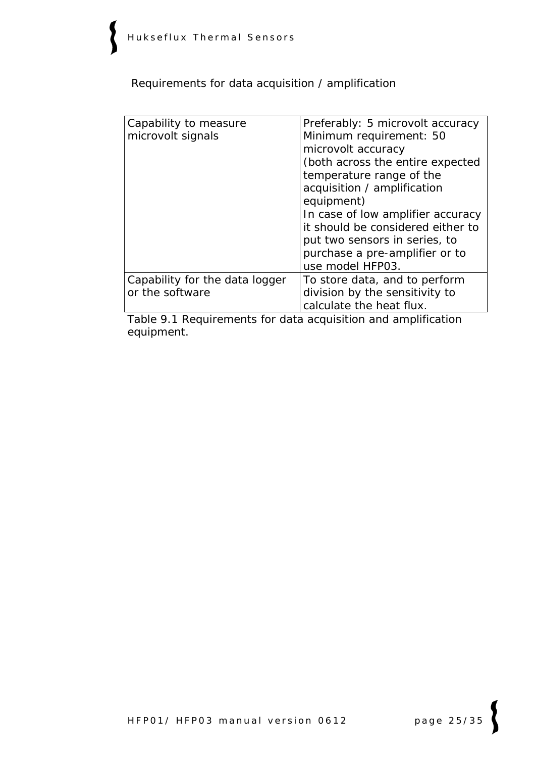Requirements for data acquisition / amplification

| Capability to measure microvolt signals | Preferably: 5 microvolt accuracy Minimum requirement: 50 microvolt accuracy (both across the entire expected temperature range of the acquisition / amplification equipment) In case of low amplifier accuracy it should be considered either to put two sensors in series, to purchase a pre-amplifier or to use model HFP03. |
| --- | --- |
| Capability for the data logger or the software | To store data, and to perform division by the sensitivity to calculate the heat flux. |

Table 9.1 Requirements for data acquisition and amplification equipment.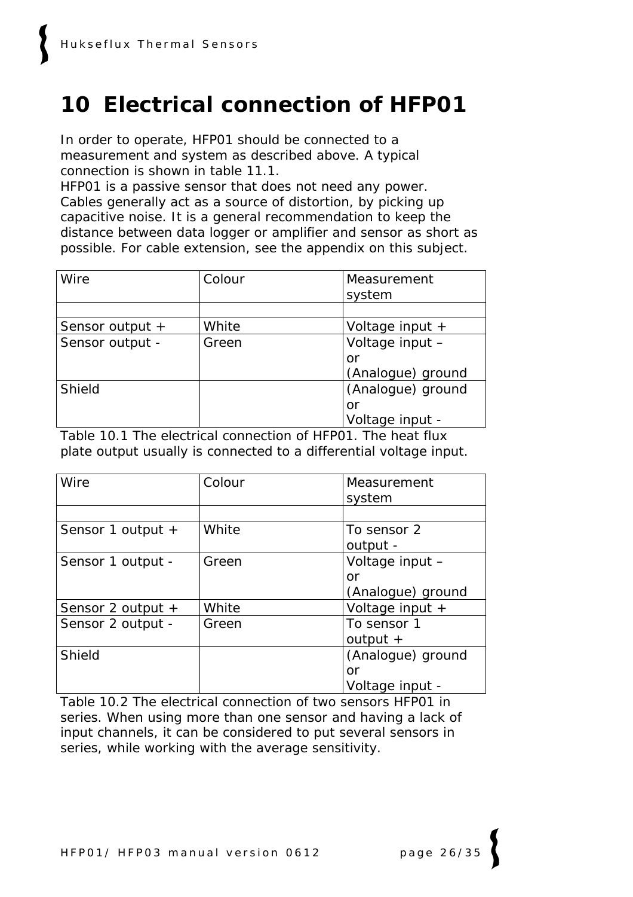# 10 Electrical connection of HFP01

In order to operate, HFP01 should be connected to a measurement and system as described above. A typical connection is shown in table 11.1.
HFP01 is a passive sensor that does not need any power.
Cables generally act as a source of distortion, by picking up capacitive noise. It is a general recommendation to keep the distance between data logger or amplifier and sensor as short as possible. For cable extension, see the appendix on this subject.

| Wire | Colour | Measurement system |
|---|---|---|
| | | |
| Sensor output + | White | Voltage input + |
| Sensor output - | Green | Voltage input – or (Analogue) ground |
| Shield | | (Analogue) ground or Voltage input - |

Table 10.1 The electrical connection of HFP01. The heat flux plate output usually is connected to a differential voltage input.

| Wire | Colour | Measurement system |
|---|---|---|
| | | |
| Sensor 1 output + | White | To sensor 2 output - |
| Sensor 1 output - | Green | Voltage input – or (Analogue) ground |
| Sensor 2 output + | White | Voltage input + |
| Sensor 2 output - | Green | To sensor 1 output + |
| Shield | | (Analogue) ground or Voltage input - |

Table 10.2 The electrical connection of two sensors HFP01 in series. When using more than one sensor and having a lack of input channels, it can be considered to put several sensors in series, while working with the average sensitivity.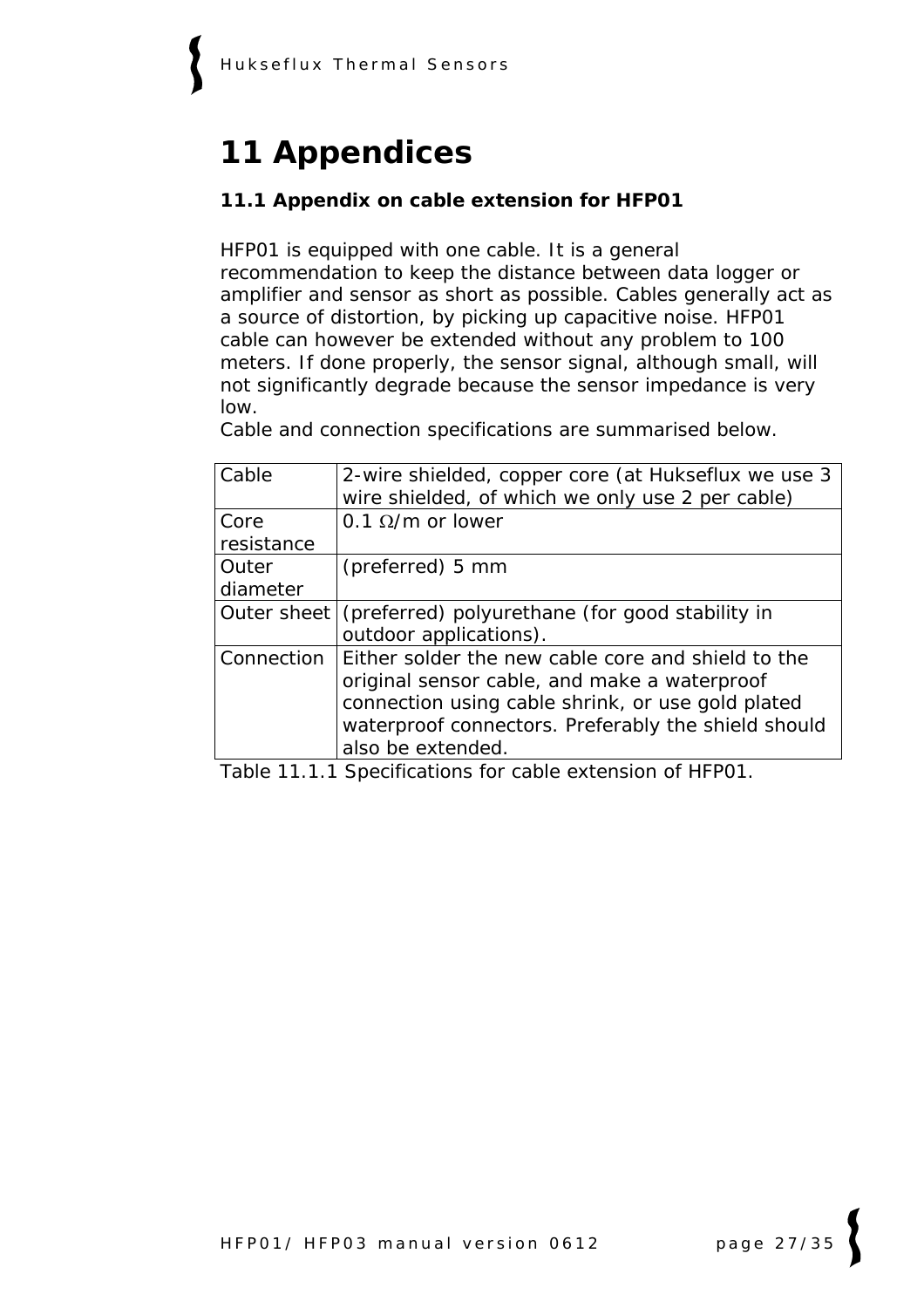# 11 Appendices

## 11.1 Appendix on cable extension for HFP01

HFP01 is equipped with one cable. It is a general recommendation to keep the distance between data logger or amplifier and sensor as short as possible. Cables generally act as a source of distortion, by picking up capacitive noise. HFP01 cable can however be extended without any problem to 100 meters. If done properly, the sensor signal, although small, will not significantly degrade because the sensor impedance is very low.
Cable and connection specifications are summarised below.

| | |
|---|---|
| Cable | 2-wire shielded, copper core (at Hukseflux we use 3 wire shielded, of which we only use 2 per cable) |
| Core resistance | 0.1 Ω/m or lower |
| Outer diameter | (preferred) 5 mm |
| Outer sheet | (preferred) polyurethane (for good stability in outdoor applications). |
| Connection | Either solder the new cable core and shield to the original sensor cable, and make a waterproof connection using cable shrink, or use gold plated waterproof connectors. Preferably the shield should also be extended. |

Table 11.1.1 Specifications for cable extension of HFP01.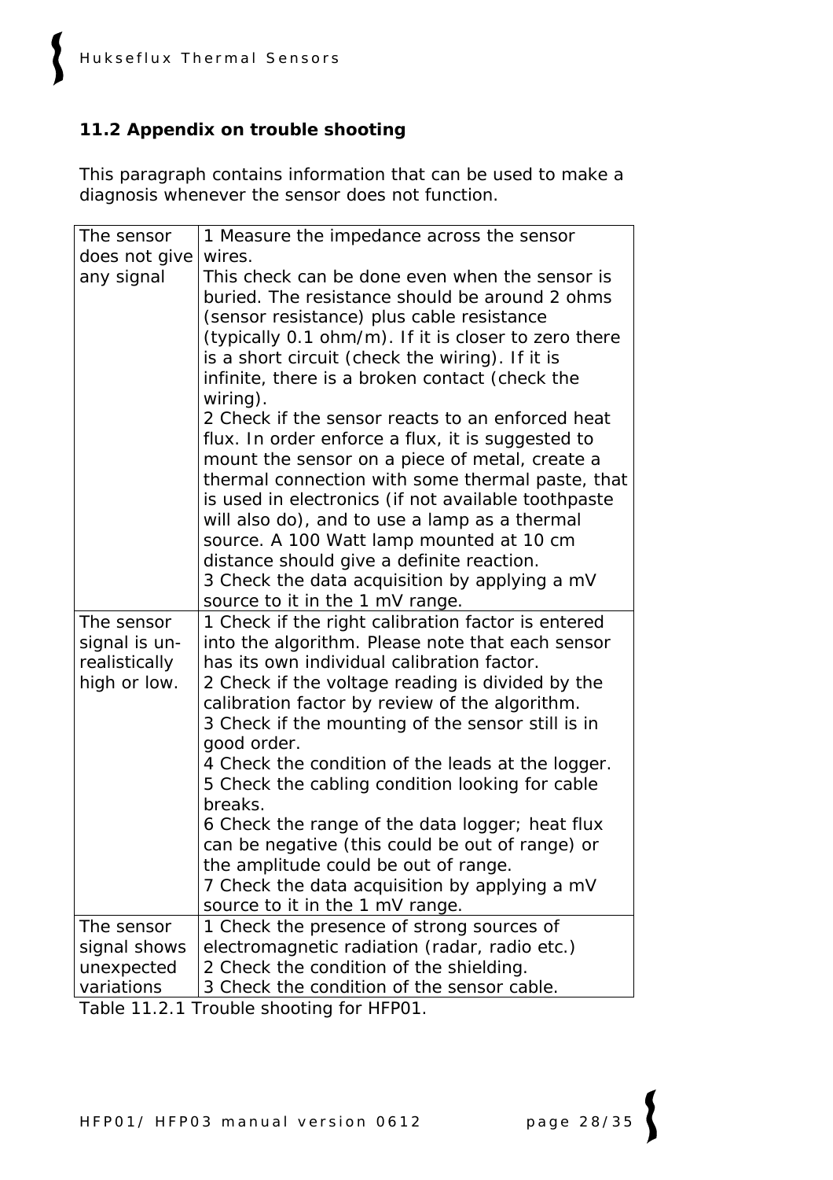## 11.2 Appendix on trouble shooting

This paragraph contains information that can be used to make a diagnosis whenever the sensor does not function.

| | |
|---|---|
| The sensor does not give any signal | 1 Measure the impedance across the sensor wires. This check can be done even when the sensor is buried. The resistance should be around 2 ohms (sensor resistance) plus cable resistance (typically 0.1 ohm/m). If it is closer to zero there is a short circuit (check the wiring). If it is infinite, there is a broken contact (check the wiring).<br>2 Check if the sensor reacts to an enforced heat flux. In order enforce a flux, it is suggested to mount the sensor on a piece of metal, create a thermal connection with some thermal paste, that is used in electronics (if not available toothpaste will also do), and to use a lamp as a thermal source. A 100 Watt lamp mounted at 10 cm distance should give a definite reaction.<br>3 Check the data acquisition by applying a mV source to it in the 1 mV range. |
| The sensor signal is un-realistically high or low. | 1 Check if the right calibration factor is entered into the algorithm. Please note that each sensor has its own individual calibration factor.<br>2 Check if the voltage reading is divided by the calibration factor by review of the algorithm.<br>3 Check if the mounting of the sensor still is in good order.<br>4 Check the condition of the leads at the logger.<br>5 Check the cabling condition looking for cable breaks.<br>6 Check the range of the data logger; heat flux can be negative (this could be out of range) or the amplitude could be out of range.<br>7 Check the data acquisition by applying a mV source to it in the 1 mV range. |
| The sensor signal shows unexpected variations | 1 Check the presence of strong sources of electromagnetic radiation (radar, radio etc.)<br>2 Check the condition of the shielding.<br>3 Check the condition of the sensor cable. |

Table 11.2.1 Trouble shooting for HFP01.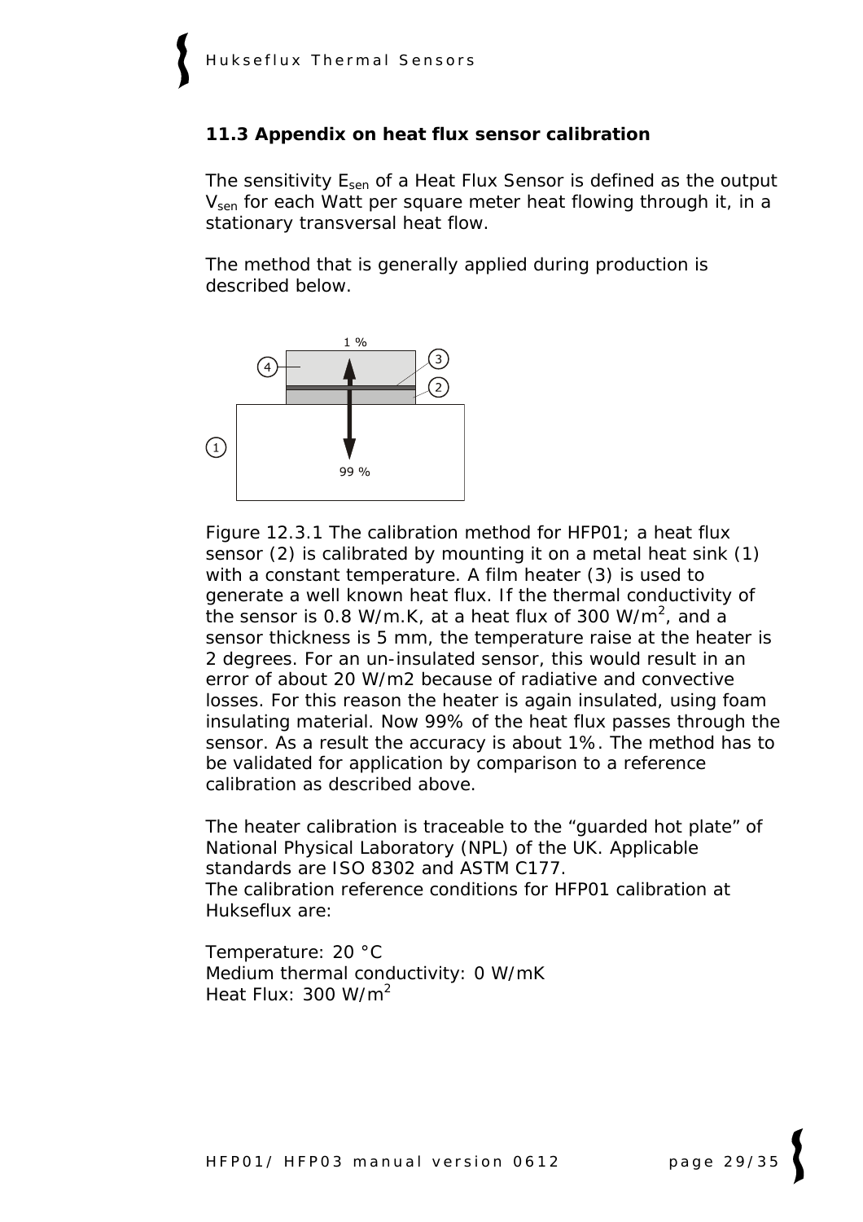### 11.3 Appendix on heat flux sensor calibration

The sensitivity $E_{sen}$ of a Heat Flux Sensor is defined as the output $V_{sen}$ for each Watt per square meter heat flowing through it, in a stationary transversal heat flow.

The method that is generally applied during production is described below.

Figure 12.3.1 The calibration method for HFP01; a heat flux sensor (2) is calibrated by mounting it on a metal heat sink (1) with a constant temperature. A film heater (3) is used to generate a well known heat flux. If the thermal conductivity of the sensor is 0.8 W/m.K, at a heat flux of 300 W/$m^2$, and a sensor thickness is 5 mm, the temperature raise at the heater is 2 degrees. For an un-insulated sensor, this would result in an error of about 20 W/m2 because of radiative and convective losses. For this reason the heater is again insulated, using foam insulating material. Now 99% of the heat flux passes through the sensor. As a result the accuracy is about 1%. The method has to be validated for application by comparison to a reference calibration as described above.

The heater calibration is traceable to the “guarded hot plate” of National Physical Laboratory (NPL) of the UK. Applicable standards are ISO 8302 and ASTM C177.
The calibration reference conditions for HFP01 calibration at Hukseflux are:

Temperature: 20 °C
Medium thermal conductivity: 0 W/mK
Heat Flux: 300 W/$m^2$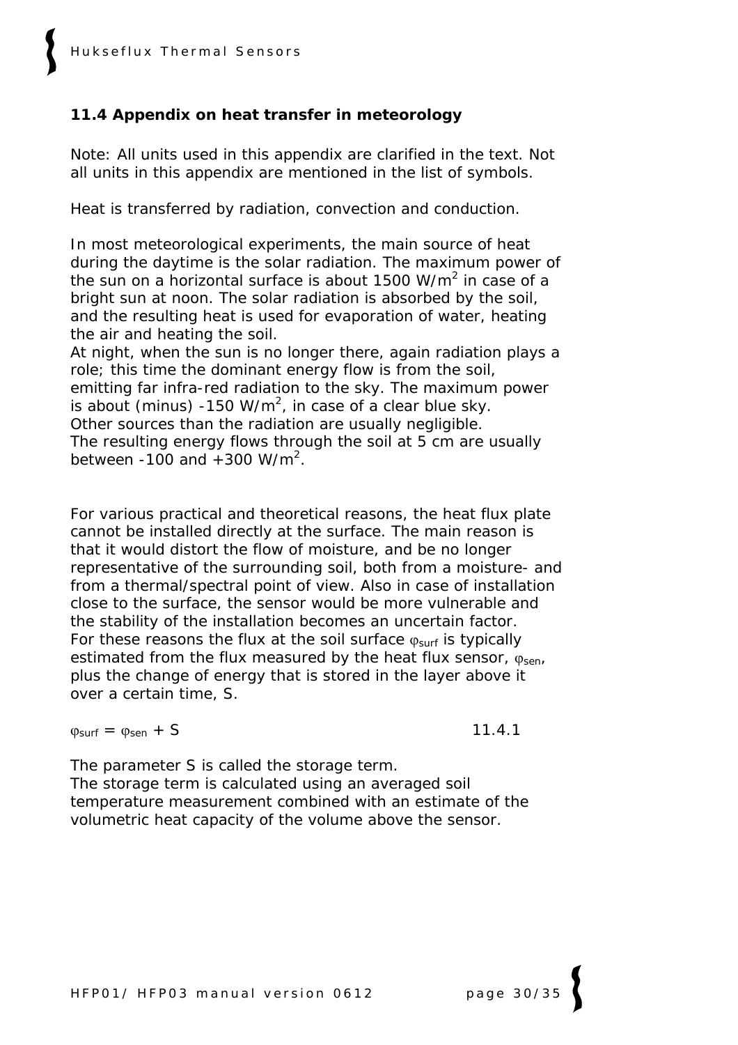### 11.4 Appendix on heat transfer in meteorology

Note: All units used in this appendix are clarified in the text. Not all units in this appendix are mentioned in the list of symbols.

Heat is transferred by radiation, convection and conduction.

In most meteorological experiments, the main source of heat during the daytime is the solar radiation. The maximum power of the sun on a horizontal surface is about 1500 W/m$^2$ in case of a bright sun at noon. The solar radiation is absorbed by the soil, and the resulting heat is used for evaporation of water, heating the air and heating the soil.
At night, when the sun is no longer there, again radiation plays a role; this time the dominant energy flow is from the soil, emitting far infra-red radiation to the sky. The maximum power is about (minus) -150 W/m$^2$, in case of a clear blue sky.
Other sources than the radiation are usually negligible.
The resulting energy flows through the soil at 5 cm are usually between -100 and +300 W/m$^2$.

For various practical and theoretical reasons, the heat flux plate cannot be installed directly at the surface. The main reason is that it would distort the flow of moisture, and be no longer representative of the surrounding soil, both from a moisture- and from a thermal/spectral point of view. Also in case of installation close to the surface, the sensor would be more vulnerable and the stability of the installation becomes an uncertain factor.
For these reasons the flux at the soil surface $\varphi_{surf}$ is typically estimated from the flux measured by the heat flux sensor, $\varphi_{sen}$, plus the change of energy that is stored in the layer above it over a certain time, S.

$$\varphi_{surf} = \varphi_{sen} + S \qquad 11.4.1$$

The parameter S is called the storage term.
The storage term is calculated using an averaged soil temperature measurement combined with an estimate of the volumetric heat capacity of the volume above the sensor.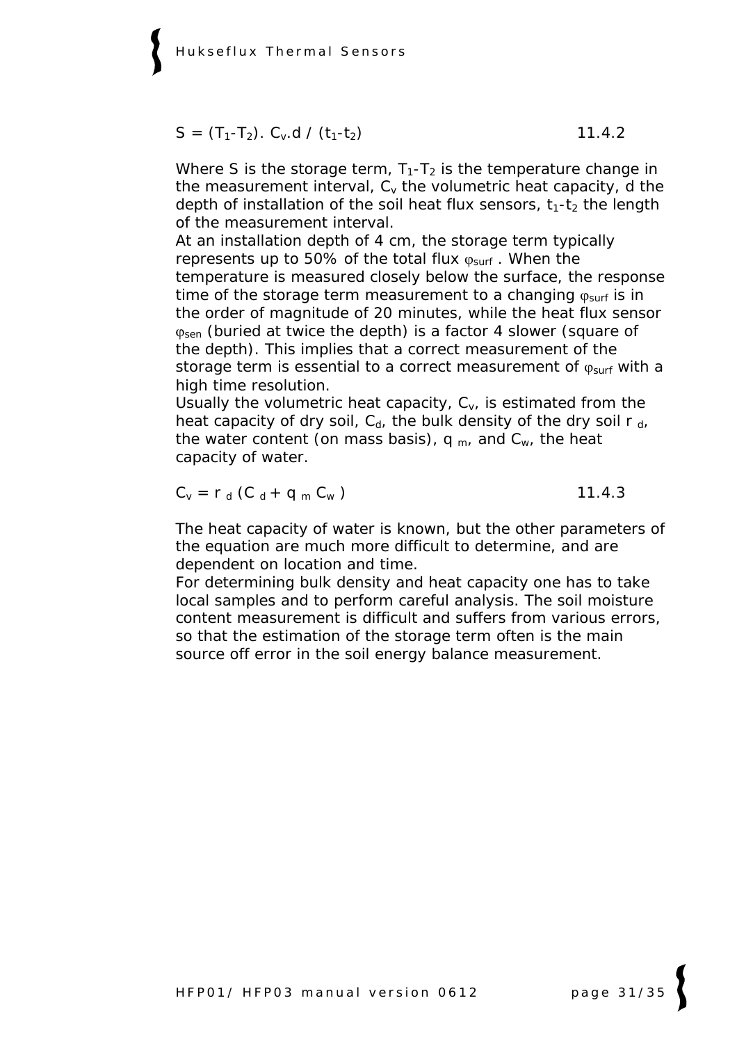$$S = (T_1-T_2).\ C_v.d\ /\ (t_1-t_2) \qquad 11.4.2$$

Where S is the storage term, $T_1$-$T_2$ is the temperature change in the measurement interval, $C_v$ the volumetric heat capacity, d the depth of installation of the soil heat flux sensors, $t_1$-$t_2$ the length of the measurement interval.
At an installation depth of 4 cm, the storage term typically represents up to 50% of the total flux $\varphi_{surf}$ . When the temperature is measured closely below the surface, the response time of the storage term measurement to a changing $\varphi_{surf}$ is in the order of magnitude of 20 minutes, while the heat flux sensor $\varphi_{sen}$ (buried at twice the depth) is a factor 4 slower (square of the depth). This implies that a correct measurement of the storage term is essential to a correct measurement of $\varphi_{surf}$ with a high time resolution.
Usually the volumetric heat capacity, $C_v$, is estimated from the heat capacity of dry soil, $C_d$, the bulk density of the dry soil $r_d$, the water content (on mass basis), $q_m$, and $C_w$, the heat capacity of water.

$$C_v = r_d\ (C_d + q_m\ C_w\ ) \qquad 11.4.3$$

The heat capacity of water is known, but the other parameters of the equation are much more difficult to determine, and are dependent on location and time.
For determining bulk density and heat capacity one has to take local samples and to perform careful analysis. The soil moisture content measurement is difficult and suffers from various errors, so that the estimation of the storage term often is the main source off error in the soil energy balance measurement.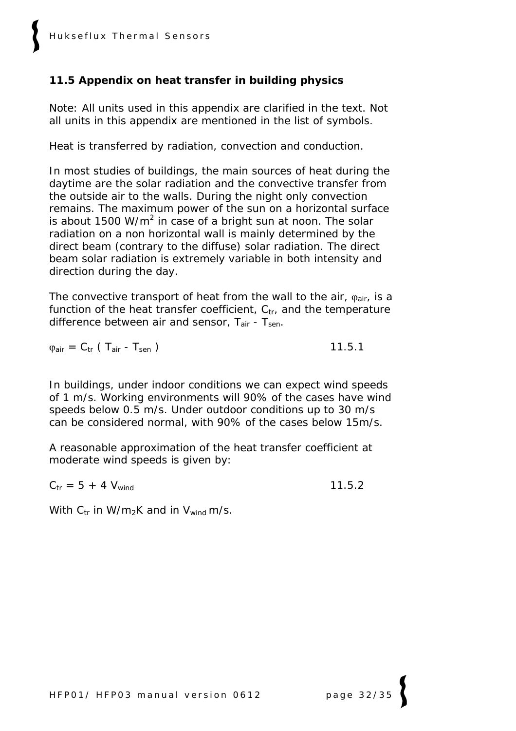### 11.5 Appendix on heat transfer in building physics

Note: All units used in this appendix are clarified in the text. Not all units in this appendix are mentioned in the list of symbols.

Heat is transferred by radiation, convection and conduction.

In most studies of buildings, the main sources of heat during the daytime are the solar radiation and the convective transfer from the outside air to the walls. During the night only convection remains. The maximum power of the sun on a horizontal surface is about 1500 W/m$^2$ in case of a bright sun at noon. The solar radiation on a non horizontal wall is mainly determined by the direct beam (contrary to the diffuse) solar radiation. The direct beam solar radiation is extremely variable in both intensity and direction during the day.

The convective transport of heat from the wall to the air, $\varphi_{air}$, is a function of the heat transfer coefficient, $C_{tr}$, and the temperature difference between air and sensor, $T_{air}$ - $T_{sen}$.

$$\varphi_{air} = C_{tr} \left( T_{air} - T_{sen} \right) \qquad 11.5.1$$

In buildings, under indoor conditions we can expect wind speeds of 1 m/s. Working environments will 90% of the cases have wind speeds below 0.5 m/s. Under outdoor conditions up to 30 m/s can be considered normal, with 90% of the cases below 15m/s.

A reasonable approximation of the heat transfer coefficient at moderate wind speeds is given by:

$$C_{tr} = 5 + 4\ V_{wind} \qquad 11.5.2$$

With $C_{tr}$ in W/m$_2$K and in $V_{wind}$ m/s.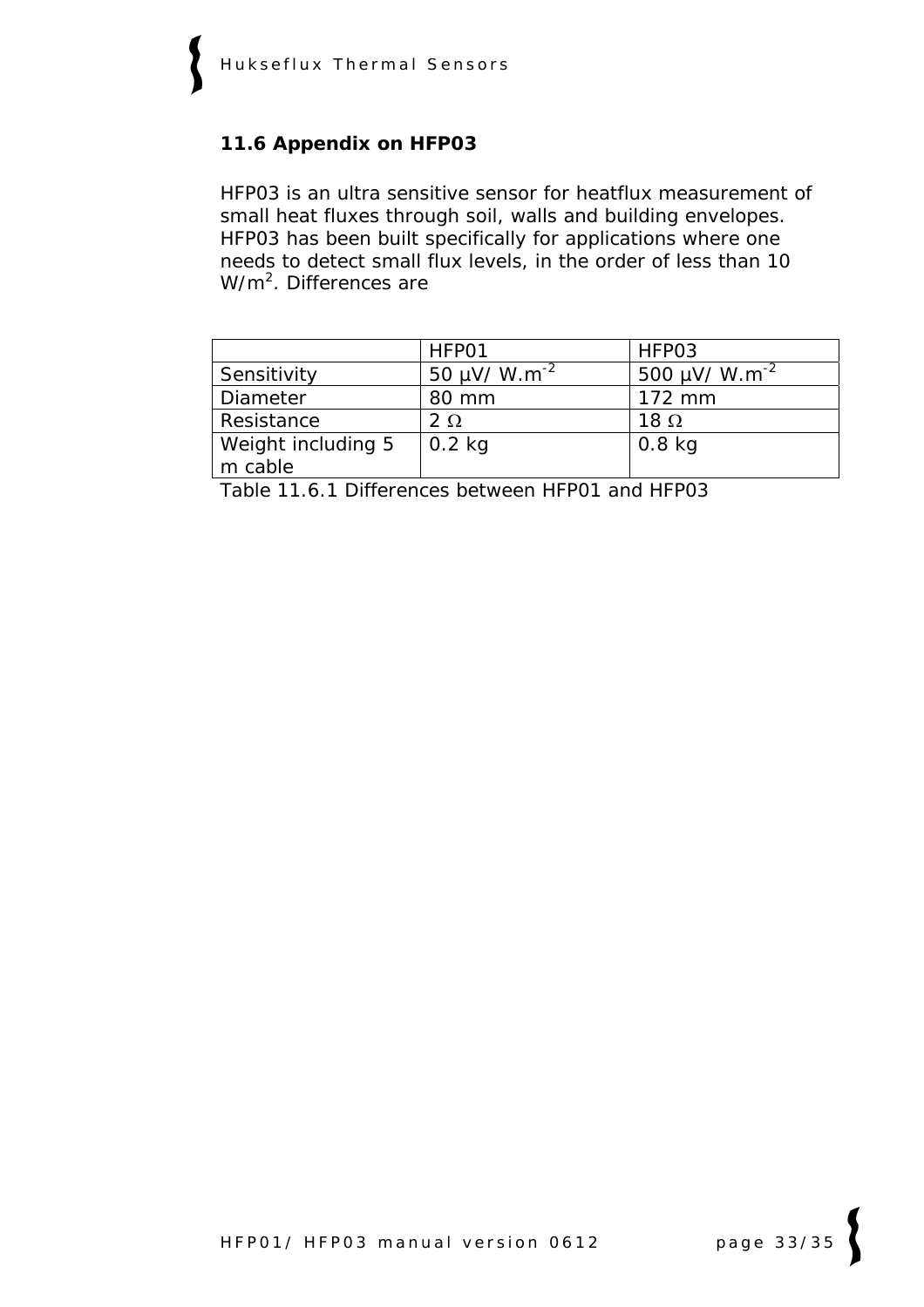## 11.6 Appendix on HFP03

HFP03 is an ultra sensitive sensor for heatflux measurement of small heat fluxes through soil, walls and building envelopes. HFP03 has been built specifically for applications where one needs to detect small flux levels, in the order of less than 10 W/m$^2$. Differences are

| | HFP01 | HFP03 |
|---|---|---|
| Sensitivity | 50 µV/ W.m$^{-2}$ | 500 µV/ W.m$^{-2}$ |
| Diameter | 80 mm | 172 mm |
| Resistance | 2 Ω | 18 Ω |
| Weight including 5 m cable | 0.2 kg | 0.8 kg |

Table 11.6.1 Differences between HFP01 and HFP03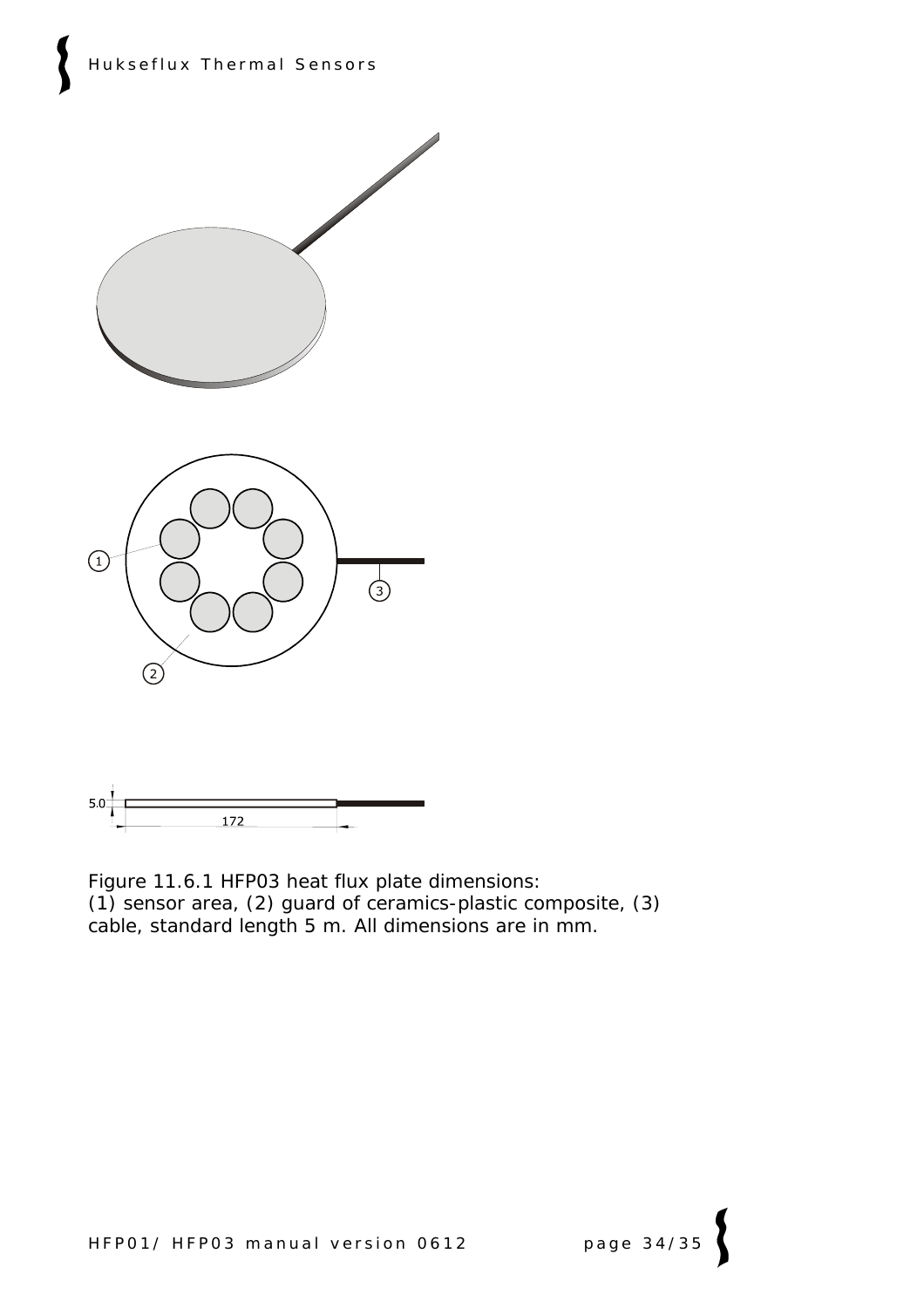Figure 11.6.1 HFP03 heat flux plate dimensions:
(1) sensor area, (2) guard of ceramics-plastic composite, (3) cable, standard length 5 m. All dimensions are in mm.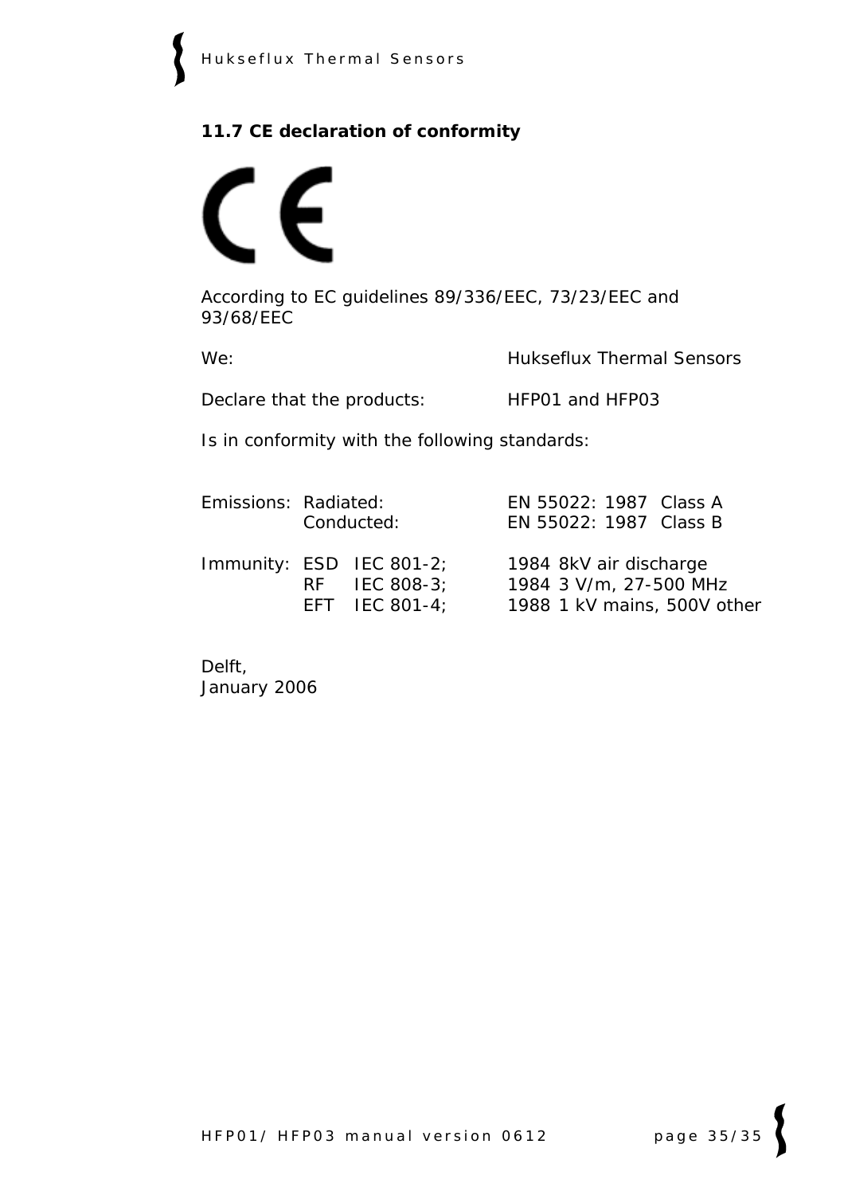### 11.7 CE declaration of conformity

According to EC guidelines 89/336/EEC, 73/23/EEC and 93/68/EEC

| | |
|---|---|
| We: | Hukseflux Thermal Sensors |
| Declare that the products: | HFP01 and HFP03 |

Is in conformity with the following standards:

| | | | |
|---|---|---|---|
| Emissions: | Radiated: | EN 55022: 1987 | Class A |
| | Conducted: | EN 55022: 1987 | Class B |
| Immunity: | ESD IEC 801-2; | 1984 | 8kV air discharge |
| | RF IEC 808-3; | 1984 | 3 V/m, 27-500 MHz |
| | EFT IEC 801-4; | 1988 | 1 kV mains, 500V other |

Delft,
January 2006